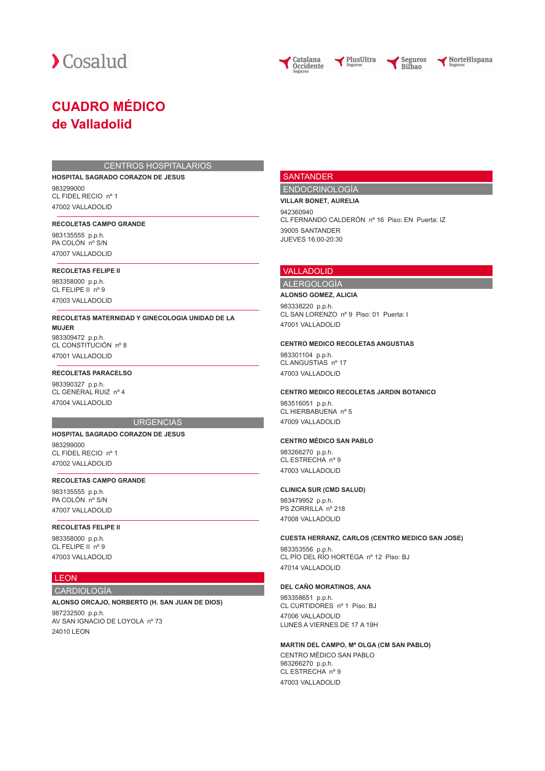Cosalud

Catalana Occidente Seguros · PlusUltra Seguros · Seguros Bilbao · NorteHispana Seguros

# CUADRO MÉDICO de Valladolid

## CENTROS HOSPITALARIOS

**HOSPITAL SAGRADO CORAZON DE JESUS**
983299000
CL FIDEL RECIO nº 1
47002 VALLADOLID

**RECOLETAS CAMPO GRANDE**
983135555 p.p.h.
PA COLÓN nº S/N
47007 VALLADOLID

**RECOLETAS FELIPE II**
983358000 p.p.h.
CL FELIPE II nº 9
47003 VALLADOLID

**RECOLETAS MATERNIDAD Y GINECOLOGIA UNIDAD DE LA MUJER**
983309472 p.p.h.
CL CONSTITUCIÓN nº 8
47001 VALLADOLID

**RECOLETAS PARACELSO**
983390327 p.p.h.
CL GENERAL RUIZ nº 4
47004 VALLADOLID

## URGENCIAS

**HOSPITAL SAGRADO CORAZON DE JESUS**
983299000
CL FIDEL RECIO nº 1
47002 VALLADOLID

**RECOLETAS CAMPO GRANDE**
983135555 p.p.h.
PA COLÓN nº S/N
47007 VALLADOLID

**RECOLETAS FELIPE II**
983358000 p.p.h.
CL FELIPE II nº 9
47003 VALLADOLID

## LEON

### CARDIOLOGÍA

**ALONSO ORCAJO, NORBERTO (H. SAN JUAN DE DIOS)**
987232500 p.p.h.
AV SAN IGNACIO DE LOYOLA nº 73
24010 LEON

## SANTANDER

### ENDOCRINOLOGÍA

**VILLAR BONET, AURELIA**
942360940
CL FERNANDO CALDERÓN nº 16 Piso: EN Puerta: IZ
39005 SANTANDER
JUEVES 16:00-20:30

## VALLADOLID

### ALERGOLOGÍA

**ALONSO GOMEZ, ALICIA**
983338220 p.p.h.
CL SAN LORENZO nº 9 Piso: 01 Puerta: I
47001 VALLADOLID

**CENTRO MEDICO RECOLETAS ANGUSTIAS**
983301104 p.p.h.
CL ANGUSTIAS nº 17
47003 VALLADOLID

**CENTRO MEDICO RECOLETAS JARDIN BOTANICO**
983516051 p.p.h.
CL HIERBABUENA nº 5
47009 VALLADOLID

**CENTRO MÉDICO SAN PABLO**
983266270 p.p.h.
CL ESTRECHA nº 9
47003 VALLADOLID

**CLINICA SUR (CMD SALUD)**
983479952 p.p.h.
PS ZORRILLA nº 218
47008 VALLADOLID

**CUESTA HERRANZ, CARLOS (CENTRO MEDICO SAN JOSE)**
983353556 p.p.h.
CL PÍO DEL RÍO HORTEGA nº 12 Piso: BJ
47014 VALLADOLID

**DEL CAÑO MORATINOS, ANA**
983358651 p.p.h.
CL CURTIDORES nº 1 Piso: BJ
47006 VALLADOLID
LUNES A VIERNES DE 17 A 19H

**MARTIN DEL CAMPO, Mª OLGA (CM SAN PABLO)**
CENTRO MÉDICO SAN PABLO
983266270 p.p.h.
CL ESTRECHA nº 9
47003 VALLADOLID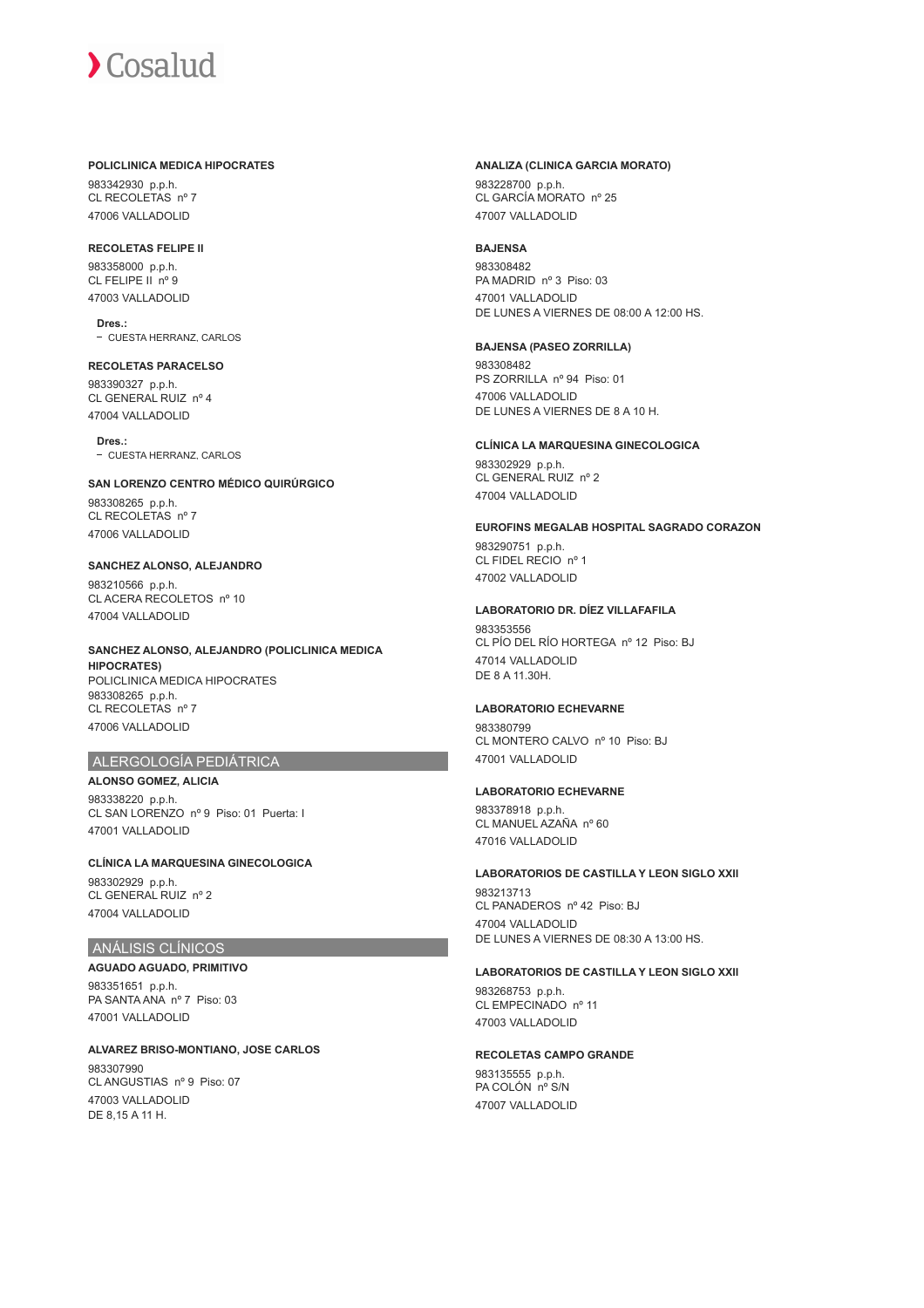**POLICLINICA MEDICA HIPOCRATES**

983342930 p.p.h.
CL RECOLETAS nº 7
47006 VALLADOLID

**RECOLETAS FELIPE II**

983358000 p.p.h.
CL FELIPE II nº 9
47003 VALLADOLID

**Dres.:**
- CUESTA HERRANZ, CARLOS

**RECOLETAS PARACELSO**

983390327 p.p.h.
CL GENERAL RUIZ nº 4
47004 VALLADOLID

**Dres.:**
- CUESTA HERRANZ, CARLOS

**SAN LORENZO CENTRO MÉDICO QUIRÚRGICO**

983308265 p.p.h.
CL RECOLETAS nº 7
47006 VALLADOLID

**SANCHEZ ALONSO, ALEJANDRO**

983210566 p.p.h.
CL ACERA RECOLETOS nº 10
47004 VALLADOLID

**SANCHEZ ALONSO, ALEJANDRO (POLICLINICA MEDICA HIPOCRATES)**

POLICLINICA MEDICA HIPOCRATES
983308265 p.p.h.
CL RECOLETAS nº 7
47006 VALLADOLID

## ALERGOLOGÍA PEDIÁTRICA

**ALONSO GOMEZ, ALICIA**

983338220 p.p.h.
CL SAN LORENZO nº 9 Piso: 01 Puerta: I
47001 VALLADOLID

**CLÍNICA LA MARQUESINA GINECOLOGICA**

983302929 p.p.h.
CL GENERAL RUIZ nº 2
47004 VALLADOLID

## ANÁLISIS CLÍNICOS

**AGUADO AGUADO, PRIMITIVO**

983351651 p.p.h.
PA SANTA ANA nº 7 Piso: 03
47001 VALLADOLID

**ALVAREZ BRISO-MONTIANO, JOSE CARLOS**

983307990
CL ANGUSTIAS nº 9 Piso: 07
47003 VALLADOLID
DE 8,15 A 11 H.

**ANALIZA (CLINICA GARCIA MORATO)**

983228700 p.p.h.
CL GARCÍA MORATO nº 25
47007 VALLADOLID

**BAJENSA**

983308482
PA MADRID nº 3 Piso: 03
47001 VALLADOLID
DE LUNES A VIERNES DE 08:00 A 12:00 HS.

**BAJENSA (PASEO ZORRILLA)**

983308482
PS ZORRILLA nº 94 Piso: 01
47006 VALLADOLID
DE LUNES A VIERNES DE 8 A 10 H.

**CLÍNICA LA MARQUESINA GINECOLOGICA**

983302929 p.p.h.
CL GENERAL RUIZ nº 2
47004 VALLADOLID

**EUROFINS MEGALAB HOSPITAL SAGRADO CORAZON**

983290751 p.p.h.
CL FIDEL RECIO nº 1
47002 VALLADOLID

**LABORATORIO DR. DÍEZ VILLAFAFILA**

983353556
CL PÍO DEL RÍO HORTEGA nº 12 Piso: BJ
47014 VALLADOLID
DE 8 A 11.30H.

**LABORATORIO ECHEVARNE**

983380799
CL MONTERO CALVO nº 10 Piso: BJ
47001 VALLADOLID

**LABORATORIO ECHEVARNE**

983378918 p.p.h.
CL MANUEL AZAÑA nº 60
47016 VALLADOLID

**LABORATORIOS DE CASTILLA Y LEON SIGLO XXII**

983213713
CL PANADEROS nº 42 Piso: BJ
47004 VALLADOLID
DE LUNES A VIERNES DE 08:30 A 13:00 HS.

**LABORATORIOS DE CASTILLA Y LEON SIGLO XXII**

983268753 p.p.h.
CL EMPECINADO nº 11
47003 VALLADOLID

**RECOLETAS CAMPO GRANDE**

983135555 p.p.h.
PA COLÓN nº S/N
47007 VALLADOLID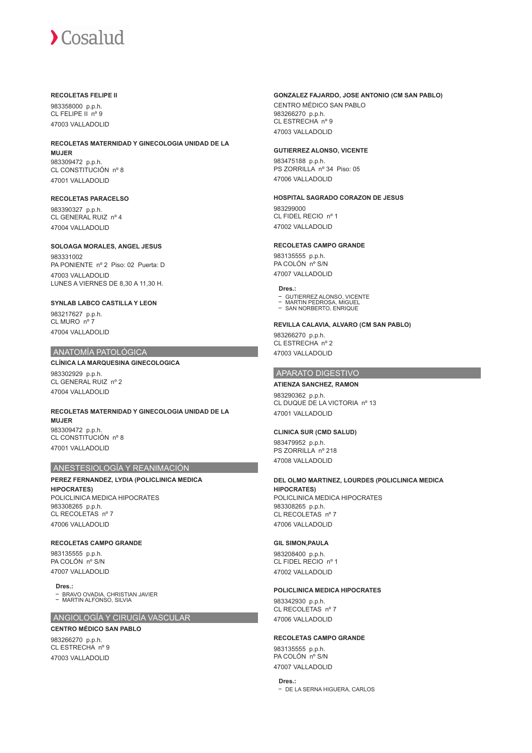**RECOLETAS FELIPE II**

983358000 p.p.h.
CL FELIPE II nº 9

47003 VALLADOLID

**RECOLETAS MATERNIDAD Y GINECOLOGIA UNIDAD DE LA MUJER**

983309472 p.p.h.
CL CONSTITUCIÓN nº 8

47001 VALLADOLID

**RECOLETAS PARACELSO**

983390327 p.p.h.
CL GENERAL RUIZ nº 4

47004 VALLADOLID

**SOLOAGA MORALES, ANGEL JESUS**

983331002
PA PONIENTE nº 2 Piso: 02 Puerta: D

47003 VALLADOLID
LUNES A VIERNES DE 8,30 A 11,30 H.

**SYNLAB LABCO CASTILLA Y LEON**

983217627 p.p.h.
CL MURO nº 7

47004 VALLADOLID

## ANATOMÍA PATOLÓGICA

**CLÍNICA LA MARQUESINA GINECOLOGICA**

983302929 p.p.h.
CL GENERAL RUIZ nº 2

47004 VALLADOLID

**RECOLETAS MATERNIDAD Y GINECOLOGIA UNIDAD DE LA MUJER**

983309472 p.p.h.
CL CONSTITUCIÓN nº 8

47001 VALLADOLID

## ANESTESIOLOGÍA Y REANIMACIÓN

**PEREZ FERNANDEZ, LYDIA (POLICLINICA MEDICA HIPOCRATES)**

POLICLINICA MEDICA HIPOCRATES
983308265 p.p.h.
CL RECOLETAS nº 7

47006 VALLADOLID

**RECOLETAS CAMPO GRANDE**

983135555 p.p.h.
PA COLÓN nº S/N

47007 VALLADOLID

**Dres.:**

- BRAVO OVADIA, CHRISTIAN JAVIER
- MARTIN ALFONSO, SILVIA

## ANGIOLOGÍA Y CIRUGÍA VASCULAR

**CENTRO MÉDICO SAN PABLO**

983266270 p.p.h.
CL ESTRECHA nº 9

47003 VALLADOLID

**GONZALEZ FAJARDO, JOSE ANTONIO (CM SAN PABLO)**

CENTRO MÉDICO SAN PABLO
983266270 p.p.h.
CL ESTRECHA nº 9

47003 VALLADOLID

**GUTIERREZ ALONSO, VICENTE**

983475188 p.p.h.
PS ZORRILLA nº 34 Piso: 05

47006 VALLADOLID

**HOSPITAL SAGRADO CORAZON DE JESUS**

983299000
CL FIDEL RECIO nº 1

47002 VALLADOLID

**RECOLETAS CAMPO GRANDE**

983135555 p.p.h.
PA COLÓN nº S/N

47007 VALLADOLID

**Dres.:**

- GUTIERREZ ALONSO, VICENTE
- MARTIN PEDROSA, MIGUEL
- SAN NORBERTO, ENRIQUE

**REVILLA CALAVIA, ALVARO (CM SAN PABLO)**

983266270 p.p.h.
CL ESTRECHA nº 2

47003 VALLADOLID

## APARATO DIGESTIVO

**ATIENZA SANCHEZ, RAMON**

983290362 p.p.h.
CL DUQUE DE LA VICTORIA nº 13

47001 VALLADOLID

**CLINICA SUR (CMD SALUD)**

983479952 p.p.h.
PS ZORRILLA nº 218

47008 VALLADOLID

**DEL OLMO MARTINEZ, LOURDES (POLICLINICA MEDICA HIPOCRATES)**

POLICLINICA MEDICA HIPOCRATES
983308265 p.p.h.
CL RECOLETAS nº 7

47006 VALLADOLID

**GIL SIMON,PAULA**

983208400 p.p.h.
CL FIDEL RECIO nº 1

47002 VALLADOLID

**POLICLINICA MEDICA HIPOCRATES**

983342930 p.p.h.
CL RECOLETAS nº 7

47006 VALLADOLID

**RECOLETAS CAMPO GRANDE**

983135555 p.p.h.
PA COLÓN nº S/N

47007 VALLADOLID

**Dres.:**

- DE LA SERNA HIGUERA, CARLOS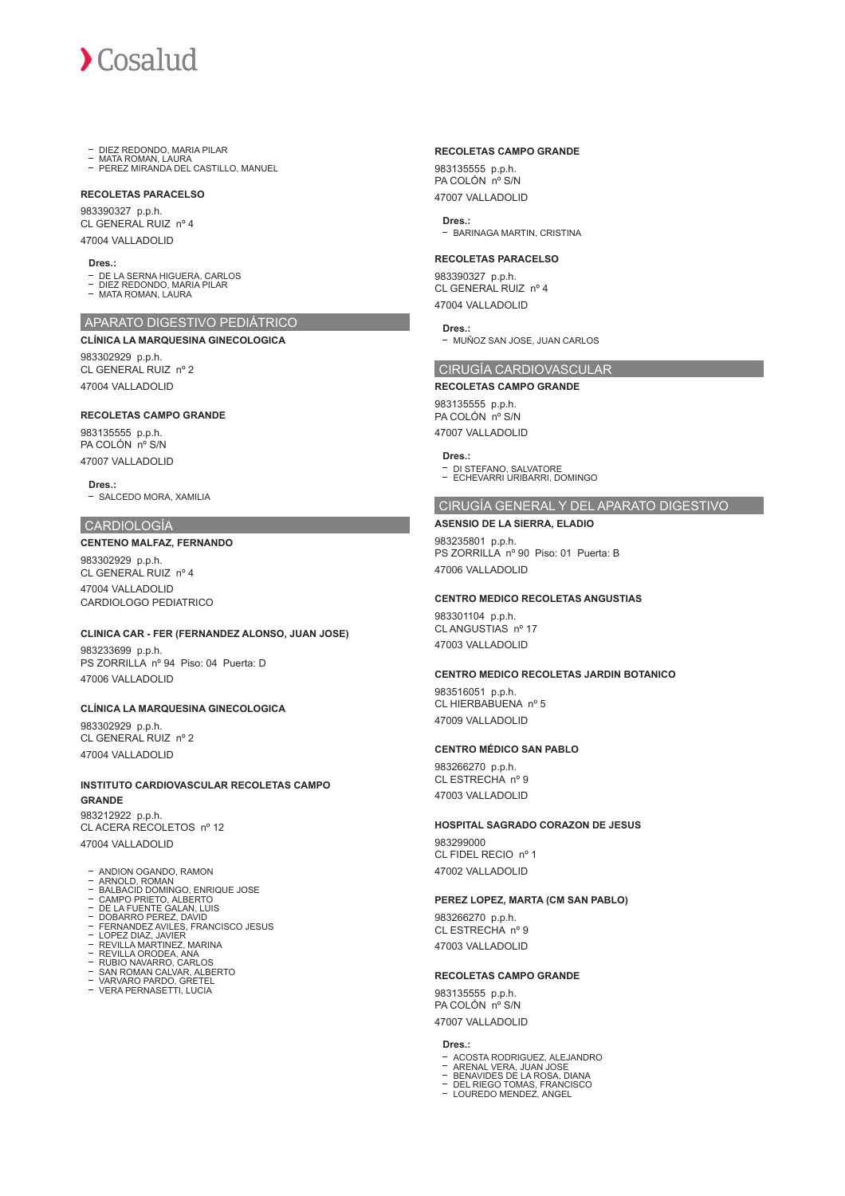- DIEZ REDONDO, MARIA PILAR
- MATA ROMAN, LAURA
- PEREZ MIRANDA DEL CASTILLO, MANUEL

**RECOLETAS PARACELSO**

983390327 p.p.h.
CL GENERAL RUIZ nº 4

47004 VALLADOLID

**Dres.:**

- DE LA SERNA HIGUERA, CARLOS
- DIEZ REDONDO, MARIA PILAR
- MATA ROMAN, LAURA

## APARATO DIGESTIVO PEDIÁTRICO

**CLÍNICA LA MARQUESINA GINECOLOGICA**

983302929 p.p.h.
CL GENERAL RUIZ nº 2

47004 VALLADOLID

**RECOLETAS CAMPO GRANDE**

983135555 p.p.h.
PA COLÓN nº S/N

47007 VALLADOLID

**Dres.:**

- SALCEDO MORA, XAMILIA

## CARDIOLOGÍA

**CENTENO MALFAZ, FERNANDO**

983302929 p.p.h.
CL GENERAL RUIZ nº 4

47004 VALLADOLID
CARDIOLOGO PEDIATRICO

**CLINICA CAR - FER (FERNANDEZ ALONSO, JUAN JOSE)**

983233699 p.p.h.
PS ZORRILLA nº 94 Piso: 04 Puerta: D

47006 VALLADOLID

**CLÍNICA LA MARQUESINA GINECOLOGICA**

983302929 p.p.h.
CL GENERAL RUIZ nº 2

47004 VALLADOLID

**INSTITUTO CARDIOVASCULAR RECOLETAS CAMPO GRANDE**

983212922 p.p.h.
CL ACERA RECOLETOS nº 12

47004 VALLADOLID

- ANDION OGANDO, RAMON
- ARNOLD, ROMAN
- BALBACID DOMINGO, ENRIQUE JOSE
- CAMPO PRIETO, ALBERTO
- DE LA FUENTE GALAN, LUIS
- DOBARRO PEREZ, DAVID
- FERNANDEZ AVILES, FRANCISCO JESUS
- LOPEZ DIAZ, JAVIER
- REVILLA MARTINEZ, MARINA
- REVILLA ORODEA, ANA
- RUBIO NAVARRO, CARLOS
- SAN ROMAN CALVAR, ALBERTO
- VARVARO PARDO, GRETEL
- VERA PERNASETTI, LUCIA

**RECOLETAS CAMPO GRANDE**

983135555 p.p.h.
PA COLÓN nº S/N

47007 VALLADOLID

**Dres.:**

- BARINAGA MARTIN, CRISTINA

**RECOLETAS PARACELSO**

983390327 p.p.h.
CL GENERAL RUIZ nº 4

47004 VALLADOLID

**Dres.:**

- MUÑOZ SAN JOSE, JUAN CARLOS

## CIRUGÍA CARDIOVASCULAR

**RECOLETAS CAMPO GRANDE**

983135555 p.p.h.
PA COLÓN nº S/N

47007 VALLADOLID

**Dres.:**

- DI STEFANO, SALVATORE
- ECHEVARRI URIBARRI, DOMINGO

## CIRUGÍA GENERAL Y DEL APARATO DIGESTIVO

**ASENSIO DE LA SIERRA, ELADIO**

983235801 p.p.h.
PS ZORRILLA nº 90 Piso: 01 Puerta: B

47006 VALLADOLID

**CENTRO MEDICO RECOLETAS ANGUSTIAS**

983301104 p.p.h.
CL ANGUSTIAS nº 17

47003 VALLADOLID

**CENTRO MEDICO RECOLETAS JARDIN BOTANICO**

983516051 p.p.h.
CL HIERBABUENA nº 5

47009 VALLADOLID

**CENTRO MÉDICO SAN PABLO**

983266270 p.p.h.
CL ESTRECHA nº 9

47003 VALLADOLID

**HOSPITAL SAGRADO CORAZON DE JESUS**

983299000
CL FIDEL RECIO nº 1

47002 VALLADOLID

**PEREZ LOPEZ, MARTA (CM SAN PABLO)**

983266270 p.p.h.
CL ESTRECHA nº 9

47003 VALLADOLID

**RECOLETAS CAMPO GRANDE**

983135555 p.p.h.
PA COLÓN nº S/N

47007 VALLADOLID

**Dres.:**

- ACOSTA RODRIGUEZ, ALEJANDRO
- ARENAL VERA, JUAN JOSE
- BENAVIDES DE LA ROSA, DIANA
- DEL RIEGO TOMAS, FRANCISCO
- LOUREDO MENDEZ, ANGEL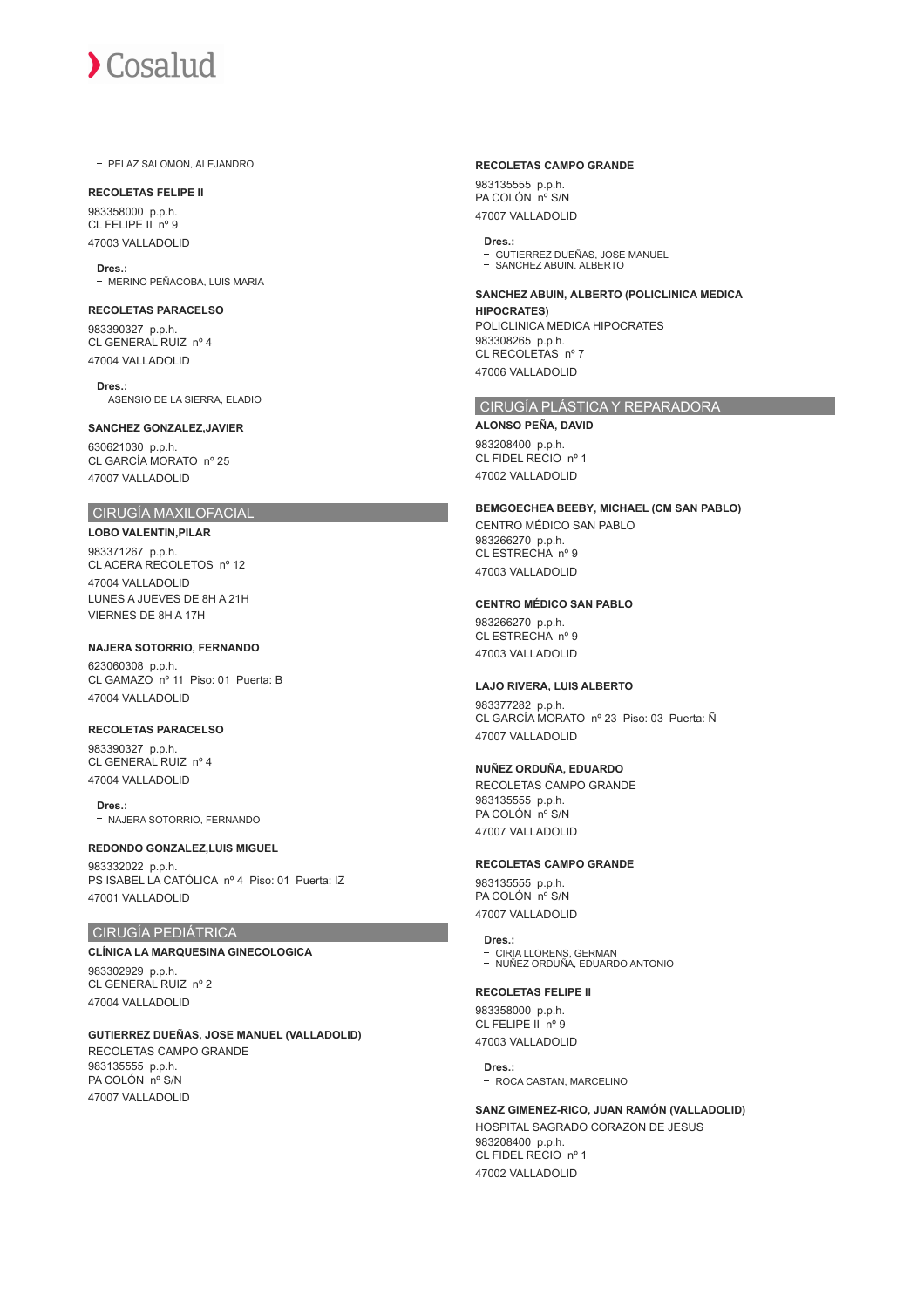- PELAZ SALOMON, ALEJANDRO

**RECOLETAS FELIPE II**

983358000 p.p.h.
CL FELIPE II nº 9

47003 VALLADOLID

**Dres.:**
- MERINO PEÑACOBA, LUIS MARIA

**RECOLETAS PARACELSO**

983390327 p.p.h.
CL GENERAL RUIZ nº 4

47004 VALLADOLID

**Dres.:**
- ASENSIO DE LA SIERRA, ELADIO

**SANCHEZ GONZALEZ,JAVIER**

630621030 p.p.h.
CL GARCÍA MORATO nº 25

47007 VALLADOLID

## CIRUGÍA MAXILOFACIAL

**LOBO VALENTIN,PILAR**

983371267 p.p.h.
CL ACERA RECOLETOS nº 12

47004 VALLADOLID
LUNES A JUEVES DE 8H A 21H
VIERNES DE 8H A 17H

**NAJERA SOTORRIO, FERNANDO**

623060308 p.p.h.
CL GAMAZO nº 11 Piso: 01 Puerta: B

47004 VALLADOLID

**RECOLETAS PARACELSO**

983390327 p.p.h.
CL GENERAL RUIZ nº 4

47004 VALLADOLID

**Dres.:**
- NAJERA SOTORRIO, FERNANDO

**REDONDO GONZALEZ,LUIS MIGUEL**

983332022 p.p.h.
PS ISABEL LA CATÓLICA nº 4 Piso: 01 Puerta: IZ
47001 VALLADOLID

## CIRUGÍA PEDIÁTRICA

**CLÍNICA LA MARQUESINA GINECOLOGICA**

983302929 p.p.h.
CL GENERAL RUIZ nº 2

47004 VALLADOLID

**GUTIERREZ DUEÑAS, JOSE MANUEL (VALLADOLID)**

RECOLETAS CAMPO GRANDE
983135555 p.p.h.
PA COLÓN nº S/N
47007 VALLADOLID

**RECOLETAS CAMPO GRANDE**

983135555 p.p.h.
PA COLÓN nº S/N

47007 VALLADOLID

**Dres.:**
- GUTIERREZ DUEÑAS, JOSE MANUEL
- SANCHEZ ABUIN, ALBERTO

**SANCHEZ ABUIN, ALBERTO (POLICLINICA MEDICA HIPOCRATES)**

POLICLINICA MEDICA HIPOCRATES
983308265 p.p.h.
CL RECOLETAS nº 7

47006 VALLADOLID

## CIRUGÍA PLÁSTICA Y REPARADORA

**ALONSO PEÑA, DAVID**

983208400 p.p.h.
CL FIDEL RECIO nº 1

47002 VALLADOLID

**BEMGOECHEA BEEBY, MICHAEL (CM SAN PABLO)**

CENTRO MÉDICO SAN PABLO
983266270 p.p.h.
CL ESTRECHA nº 9

47003 VALLADOLID

**CENTRO MÉDICO SAN PABLO**

983266270 p.p.h.
CL ESTRECHA nº 9

47003 VALLADOLID

**LAJO RIVERA, LUIS ALBERTO**

983377282 p.p.h.
CL GARCÍA MORATO nº 23 Piso: 03 Puerta: Ñ

47007 VALLADOLID

**NUÑEZ ORDUÑA, EDUARDO**

RECOLETAS CAMPO GRANDE
983135555 p.p.h.
PA COLÓN nº S/N

47007 VALLADOLID

**RECOLETAS CAMPO GRANDE**

983135555 p.p.h.
PA COLÓN nº S/N

47007 VALLADOLID

**Dres.:**
- CIRIA LLORENS, GERMAN
- NUÑEZ ORDUÑA, EDUARDO ANTONIO

**RECOLETAS FELIPE II**

983358000 p.p.h.
CL FELIPE II nº 9

47003 VALLADOLID

**Dres.:**
- ROCA CASTAN, MARCELINO

**SANZ GIMENEZ-RICO, JUAN RAMÓN (VALLADOLID)**

HOSPITAL SAGRADO CORAZON DE JESUS
983208400 p.p.h.
CL FIDEL RECIO nº 1

47002 VALLADOLID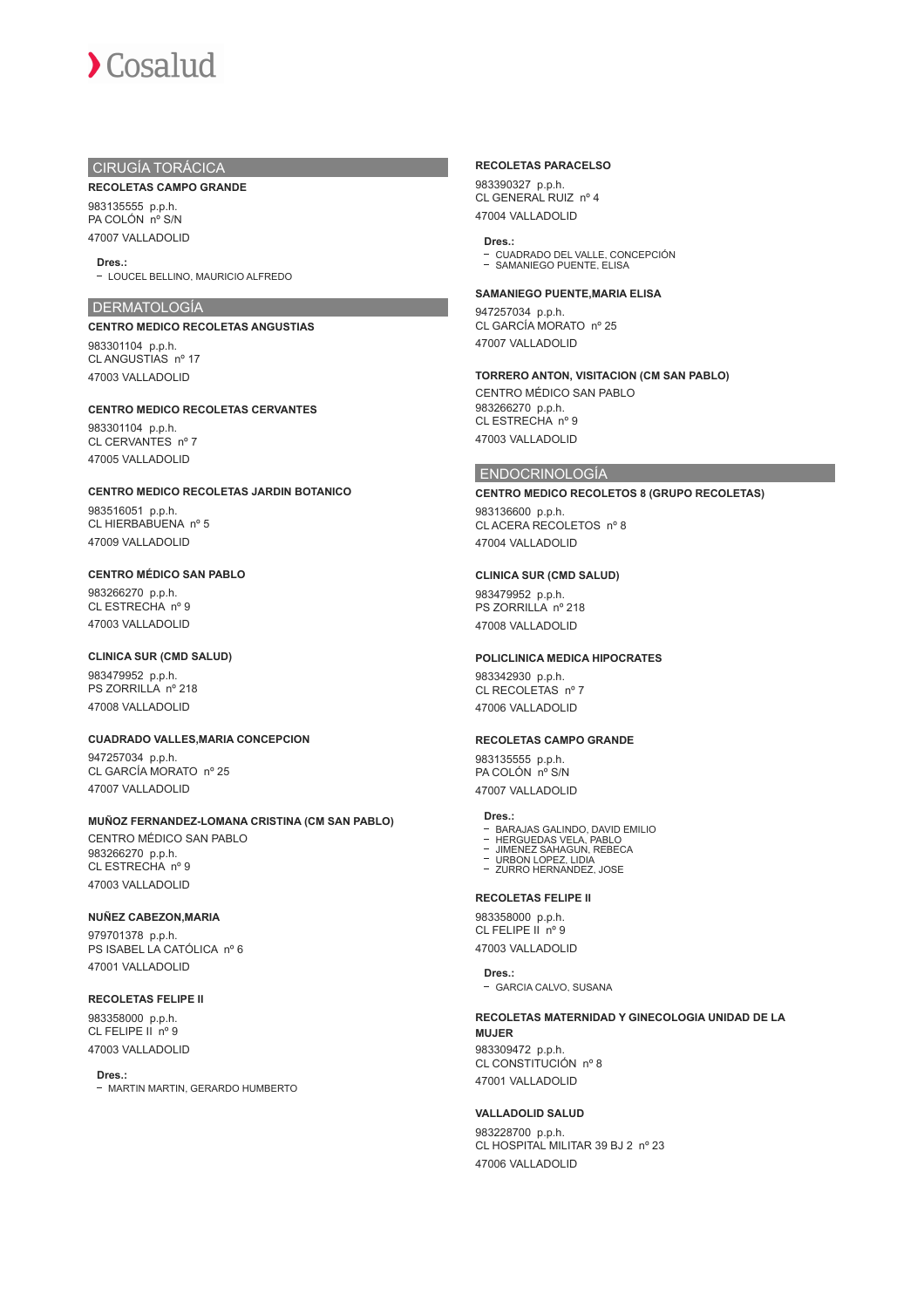## CIRUGÍA TORÁCICA

**RECOLETAS CAMPO GRANDE**

983135555 p.p.h.
PA COLÓN nº S/N

47007 VALLADOLID

**Dres.:**
- LOUCEL BELLINO, MAURICIO ALFREDO

## DERMATOLOGÍA

**CENTRO MEDICO RECOLETAS ANGUSTIAS**

983301104 p.p.h.
CL ANGUSTIAS nº 17

47003 VALLADOLID

**CENTRO MEDICO RECOLETAS CERVANTES**

983301104 p.p.h.
CL CERVANTES nº 7

47005 VALLADOLID

**CENTRO MEDICO RECOLETAS JARDIN BOTANICO**

983516051 p.p.h.
CL HIERBABUENA nº 5

47009 VALLADOLID

**CENTRO MÉDICO SAN PABLO**

983266270 p.p.h.
CL ESTRECHA nº 9

47003 VALLADOLID

**CLINICA SUR (CMD SALUD)**

983479952 p.p.h.
PS ZORRILLA nº 218

47008 VALLADOLID

**CUADRADO VALLES,MARIA CONCEPCION**

947257034 p.p.h.
CL GARCÍA MORATO nº 25

47007 VALLADOLID

**MUÑOZ FERNANDEZ-LOMANA CRISTINA (CM SAN PABLO)**

CENTRO MÉDICO SAN PABLO
983266270 p.p.h.
CL ESTRECHA nº 9

47003 VALLADOLID

**NUÑEZ CABEZON,MARIA**

979701378 p.p.h.
PS ISABEL LA CATÓLICA nº 6

47001 VALLADOLID

**RECOLETAS FELIPE II**

983358000 p.p.h.
CL FELIPE II nº 9

47003 VALLADOLID

**Dres.:**
- MARTIN MARTIN, GERARDO HUMBERTO

**RECOLETAS PARACELSO**

983390327 p.p.h.
CL GENERAL RUIZ nº 4

47004 VALLADOLID

**Dres.:**
- CUADRADO DEL VALLE, CONCEPCIÓN
- SAMANIEGO PUENTE, ELISA

**SAMANIEGO PUENTE,MARIA ELISA**

947257034 p.p.h.
CL GARCÍA MORATO nº 25

47007 VALLADOLID

**TORRERO ANTON, VISITACION (CM SAN PABLO)**

CENTRO MÉDICO SAN PABLO
983266270 p.p.h.
CL ESTRECHA nº 9

47003 VALLADOLID

## ENDOCRINOLOGÍA

**CENTRO MEDICO RECOLETOS 8 (GRUPO RECOLETAS)**

983136600 p.p.h.
CL ACERA RECOLETOS nº 8

47004 VALLADOLID

**CLINICA SUR (CMD SALUD)**

983479952 p.p.h.
PS ZORRILLA nº 218

47008 VALLADOLID

**POLICLINICA MEDICA HIPOCRATES**

983342930 p.p.h.
CL RECOLETAS nº 7

47006 VALLADOLID

**RECOLETAS CAMPO GRANDE**

983135555 p.p.h.
PA COLÓN nº S/N

47007 VALLADOLID

**Dres.:**
- BARAJAS GALINDO, DAVID EMILIO
- HERGUEDAS VELA, PABLO
- JIMENEZ SAHAGUN, REBECA
- URBON LOPEZ, LIDIA
- ZURRO HERNANDEZ, JOSE

**RECOLETAS FELIPE II**

983358000 p.p.h.
CL FELIPE II nº 9

47003 VALLADOLID

**Dres.:**
- GARCIA CALVO, SUSANA

**RECOLETAS MATERNIDAD Y GINECOLOGIA UNIDAD DE LA MUJER**

983309472 p.p.h.
CL CONSTITUCIÓN nº 8

47001 VALLADOLID

**VALLADOLID SALUD**

983228700 p.p.h.
CL HOSPITAL MILITAR 39 BJ 2 nº 23

47006 VALLADOLID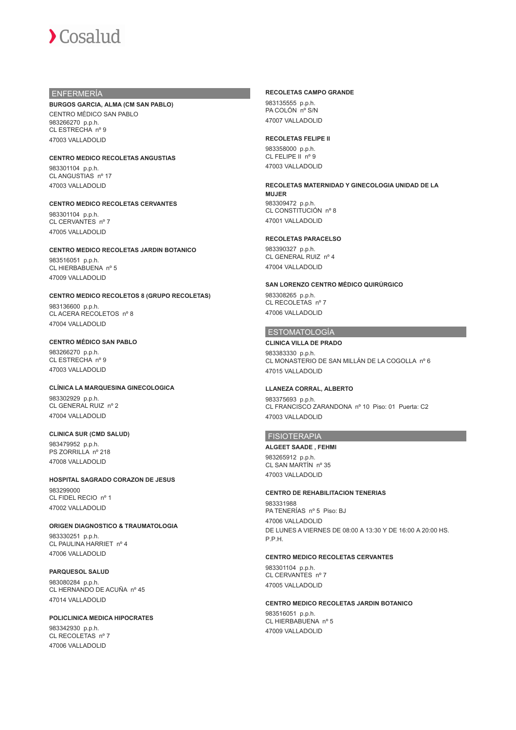## ENFERMERÍA

**BURGOS GARCIA, ALMA (CM SAN PABLO)**
CENTRO MÉDICO SAN PABLO
983266270 p.p.h.
CL ESTRECHA nº 9
47003 VALLADOLID

**CENTRO MEDICO RECOLETAS ANGUSTIAS**
983301104 p.p.h.
CL ANGUSTIAS nº 17
47003 VALLADOLID

**CENTRO MEDICO RECOLETAS CERVANTES**
983301104 p.p.h.
CL CERVANTES nº 7
47005 VALLADOLID

**CENTRO MEDICO RECOLETAS JARDIN BOTANICO**
983516051 p.p.h.
CL HIERBABUENA nº 5
47009 VALLADOLID

**CENTRO MEDICO RECOLETOS 8 (GRUPO RECOLETAS)**
983136600 p.p.h.
CL ACERA RECOLETOS nº 8
47004 VALLADOLID

**CENTRO MÉDICO SAN PABLO**
983266270 p.p.h.
CL ESTRECHA nº 9
47003 VALLADOLID

**CLÍNICA LA MARQUESINA GINECOLOGICA**
983302929 p.p.h.
CL GENERAL RUIZ nº 2
47004 VALLADOLID

**CLINICA SUR (CMD SALUD)**
983479952 p.p.h.
PS ZORRILLA nº 218
47008 VALLADOLID

**HOSPITAL SAGRADO CORAZON DE JESUS**
983299000
CL FIDEL RECIO nº 1
47002 VALLADOLID

**ORIGEN DIAGNOSTICO & TRAUMATOLOGIA**
983330251 p.p.h.
CL PAULINA HARRIET nº 4
47006 VALLADOLID

**PARQUESOL SALUD**
983080284 p.p.h.
CL HERNANDO DE ACUÑA nº 45
47014 VALLADOLID

**POLICLINICA MEDICA HIPOCRATES**
983342930 p.p.h.
CL RECOLETAS nº 7
47006 VALLADOLID

**RECOLETAS CAMPO GRANDE**
983135555 p.p.h.
PA COLÓN nº S/N
47007 VALLADOLID

**RECOLETAS FELIPE II**
983358000 p.p.h.
CL FELIPE II nº 9
47003 VALLADOLID

**RECOLETAS MATERNIDAD Y GINECOLOGIA UNIDAD DE LA MUJER**
983309472 p.p.h.
CL CONSTITUCIÓN nº 8
47001 VALLADOLID

**RECOLETAS PARACELSO**
983390327 p.p.h.
CL GENERAL RUIZ nº 4
47004 VALLADOLID

**SAN LORENZO CENTRO MÉDICO QUIRÚRGICO**
983308265 p.p.h.
CL RECOLETAS nº 7
47006 VALLADOLID

## ESTOMATOLOGÍA

**CLINICA VILLA DE PRADO**
983383330 p.p.h.
CL MONASTERIO DE SAN MILLÁN DE LA COGOLLA nº 6
47015 VALLADOLID

**LLANEZA CORRAL, ALBERTO**
983375693 p.p.h.
CL FRANCISCO ZARANDONA nº 10 Piso: 01 Puerta: C2
47003 VALLADOLID

## FISIOTERAPIA

**ALGEET SAADE , FEHMI**
983265912 p.p.h.
CL SAN MARTÍN nº 35
47003 VALLADOLID

**CENTRO DE REHABILITACION TENERIAS**
983331988
PA TENERÍAS nº 5 Piso: BJ
47006 VALLADOLID
DE LUNES A VIERNES DE 08:00 A 13:30 Y DE 16:00 A 20:00 HS. P.P.H.

**CENTRO MEDICO RECOLETAS CERVANTES**
983301104 p.p.h.
CL CERVANTES nº 7
47005 VALLADOLID

**CENTRO MEDICO RECOLETAS JARDIN BOTANICO**
983516051 p.p.h.
CL HIERBABUENA nº 5
47009 VALLADOLID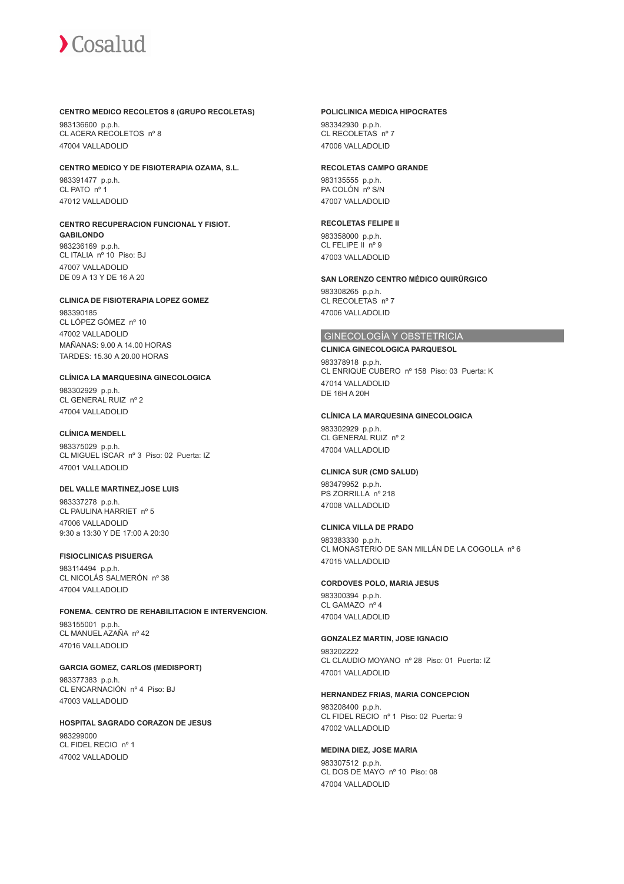**CENTRO MEDICO RECOLETOS 8 (GRUPO RECOLETAS)**

983136600 p.p.h.
CL ACERA RECOLETOS nº 8
47004 VALLADOLID

**CENTRO MEDICO Y DE FISIOTERAPIA OZAMA, S.L.**

983391477 p.p.h.
CL PATO nº 1
47012 VALLADOLID

**CENTRO RECUPERACION FUNCIONAL Y FISIOT. GABILONDO**

983236169 p.p.h.
CL ITALIA nº 10 Piso: BJ
47007 VALLADOLID
DE 09 A 13 Y DE 16 A 20

**CLINICA DE FISIOTERAPIA LOPEZ GOMEZ**

983390185
CL LÓPEZ GÓMEZ nº 10
47002 VALLADOLID
MAÑANAS: 9.00 A 14.00 HORAS
TARDES: 15.30 A 20.00 HORAS

**CLÍNICA LA MARQUESINA GINECOLOGICA**

983302929 p.p.h.
CL GENERAL RUIZ nº 2
47004 VALLADOLID

**CLÍNICA MENDELL**

983375029 p.p.h.
CL MIGUEL ISCAR nº 3 Piso: 02 Puerta: IZ
47001 VALLADOLID

**DEL VALLE MARTINEZ,JOSE LUIS**

983337278 p.p.h.
CL PAULINA HARRIET nº 5
47006 VALLADOLID
9:30 a 13:30 Y DE 17:00 A 20:30

**FISIOCLINICAS PISUERGA**

983114494 p.p.h.
CL NICOLÁS SALMERÓN nº 38
47004 VALLADOLID

**FONEMA. CENTRO DE REHABILITACION E INTERVENCION.**

983155001 p.p.h.
CL MANUEL AZAÑA nº 42
47016 VALLADOLID

**GARCIA GOMEZ, CARLOS (MEDISPORT)**

983377383 p.p.h.
CL ENCARNACIÓN nº 4 Piso: BJ
47003 VALLADOLID

**HOSPITAL SAGRADO CORAZON DE JESUS**

983299000
CL FIDEL RECIO nº 1
47002 VALLADOLID

**POLICLINICA MEDICA HIPOCRATES**

983342930 p.p.h.
CL RECOLETAS nº 7
47006 VALLADOLID

**RECOLETAS CAMPO GRANDE**

983135555 p.p.h.
PA COLÓN nº S/N
47007 VALLADOLID

**RECOLETAS FELIPE II**

983358000 p.p.h.
CL FELIPE II nº 9
47003 VALLADOLID

**SAN LORENZO CENTRO MÉDICO QUIRÚRGICO**

983308265 p.p.h.
CL RECOLETAS nº 7
47006 VALLADOLID

## GINECOLOGÍA Y OBSTETRICIA

**CLINICA GINECOLOGICA PARQUESOL**

983378918 p.p.h.
CL ENRIQUE CUBERO nº 158 Piso: 03 Puerta: K
47014 VALLADOLID
DE 16H A 20H

**CLÍNICA LA MARQUESINA GINECOLOGICA**

983302929 p.p.h.
CL GENERAL RUIZ nº 2
47004 VALLADOLID

**CLINICA SUR (CMD SALUD)**

983479952 p.p.h.
PS ZORRILLA nº 218
47008 VALLADOLID

**CLINICA VILLA DE PRADO**

983383330 p.p.h.
CL MONASTERIO DE SAN MILLÁN DE LA COGOLLA nº 6
47015 VALLADOLID

**CORDOVES POLO, MARIA JESUS**

983300394 p.p.h.
CL GAMAZO nº 4
47004 VALLADOLID

**GONZALEZ MARTIN, JOSE IGNACIO**

983202222
CL CLAUDIO MOYANO nº 28 Piso: 01 Puerta: IZ
47001 VALLADOLID

**HERNANDEZ FRIAS, MARIA CONCEPCION**

983208400 p.p.h.
CL FIDEL RECIO nº 1 Piso: 02 Puerta: 9
47002 VALLADOLID

**MEDINA DIEZ, JOSE MARIA**

983307512 p.p.h.
CL DOS DE MAYO nº 10 Piso: 08
47004 VALLADOLID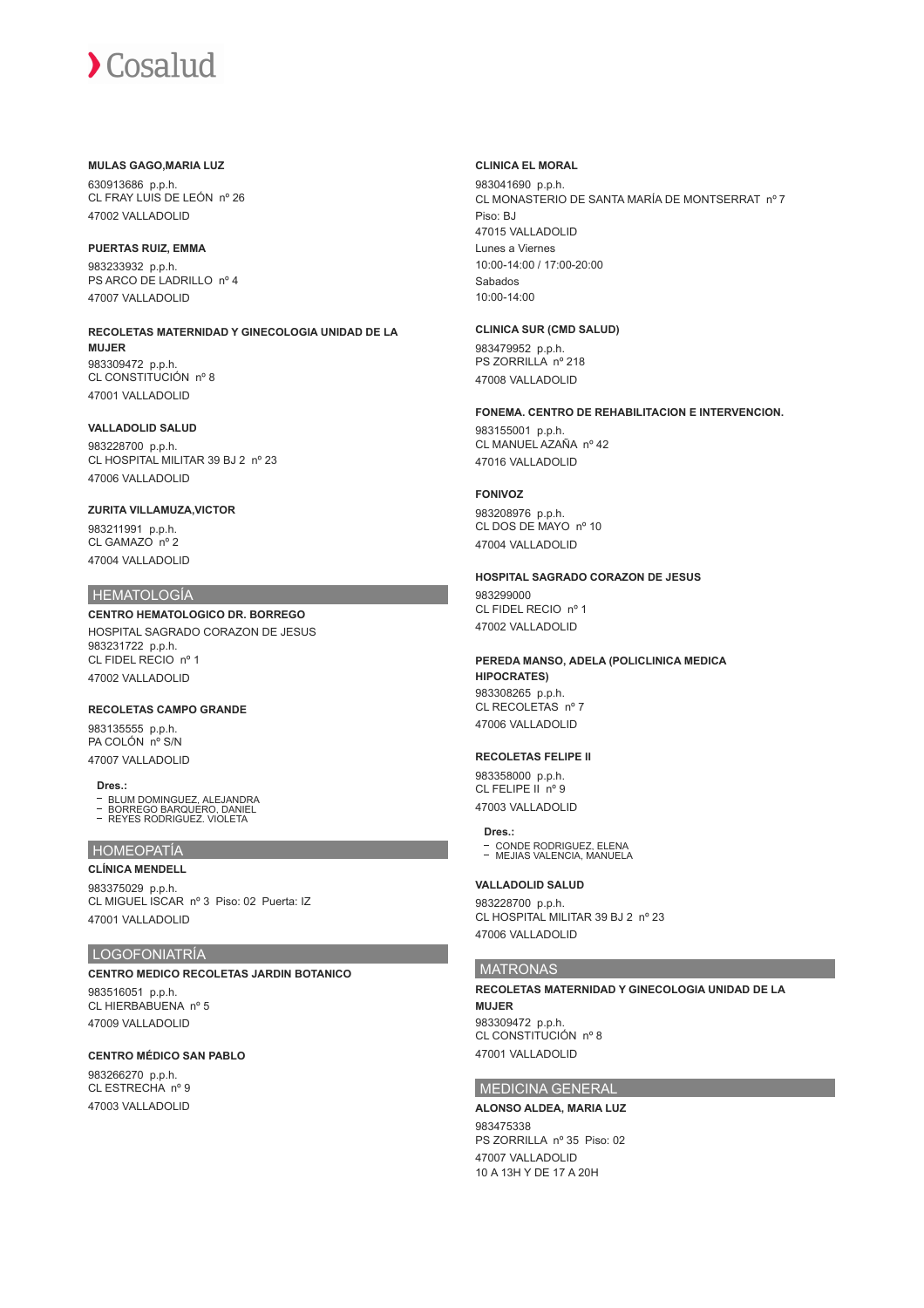**MULAS GAGO,MARIA LUZ**

630913686 p.p.h.
CL FRAY LUIS DE LEÓN nº 26
47002 VALLADOLID

**PUERTAS RUIZ, EMMA**

983233932 p.p.h.
PS ARCO DE LADRILLO nº 4
47007 VALLADOLID

**RECOLETAS MATERNIDAD Y GINECOLOGIA UNIDAD DE LA MUJER**

983309472 p.p.h.
CL CONSTITUCIÓN nº 8
47001 VALLADOLID

**VALLADOLID SALUD**

983228700 p.p.h.
CL HOSPITAL MILITAR 39 BJ 2 nº 23
47006 VALLADOLID

**ZURITA VILLAMUZA,VICTOR**

983211991 p.p.h.
CL GAMAZO nº 2
47004 VALLADOLID

## HEMATOLOGÍA

**CENTRO HEMATOLOGICO DR. BORREGO**

HOSPITAL SAGRADO CORAZON DE JESUS
983231722 p.p.h.
CL FIDEL RECIO nº 1
47002 VALLADOLID

**RECOLETAS CAMPO GRANDE**

983135555 p.p.h.
PA COLÓN nº S/N
47007 VALLADOLID

**Dres.:**

- BLUM DOMINGUEZ, ALEJANDRA
- BORREGO BARQUERO, DANIEL
- REYES RODRIGUEZ, VIOLETA

## HOMEOPATÍA

**CLÍNICA MENDELL**

983375029 p.p.h.
CL MIGUEL ISCAR nº 3 Piso: 02 Puerta: IZ
47001 VALLADOLID

## LOGOFONIATRÍA

**CENTRO MEDICO RECOLETAS JARDIN BOTANICO**

983516051 p.p.h.
CL HIERBABUENA nº 5
47009 VALLADOLID

**CENTRO MÉDICO SAN PABLO**

983266270 p.p.h.
CL ESTRECHA nº 9
47003 VALLADOLID

**CLINICA EL MORAL**

983041690 p.p.h.
CL MONASTERIO DE SANTA MARÍA DE MONTSERRAT nº 7
Piso: BJ
47015 VALLADOLID
Lunes a Viernes
10:00-14:00 / 17:00-20:00
Sabados
10:00-14:00

**CLINICA SUR (CMD SALUD)**

983479952 p.p.h.
PS ZORRILLA nº 218
47008 VALLADOLID

**FONEMA. CENTRO DE REHABILITACION E INTERVENCION.**

983155001 p.p.h.
CL MANUEL AZAÑA nº 42
47016 VALLADOLID

**FONIVOZ**

983208976 p.p.h.
CL DOS DE MAYO nº 10
47004 VALLADOLID

**HOSPITAL SAGRADO CORAZON DE JESUS**

983299000
CL FIDEL RECIO nº 1
47002 VALLADOLID

**PEREDA MANSO, ADELA (POLICLINICA MEDICA HIPOCRATES)**

983308265 p.p.h.
CL RECOLETAS nº 7
47006 VALLADOLID

**RECOLETAS FELIPE II**

983358000 p.p.h.
CL FELIPE II nº 9
47003 VALLADOLID

**Dres.:**

- CONDE RODRIGUEZ, ELENA
- MEJIAS VALENCIA, MANUELA

**VALLADOLID SALUD**

983228700 p.p.h.
CL HOSPITAL MILITAR 39 BJ 2 nº 23
47006 VALLADOLID

## MATRONAS

**RECOLETAS MATERNIDAD Y GINECOLOGIA UNIDAD DE LA MUJER**

983309472 p.p.h.
CL CONSTITUCIÓN nº 8
47001 VALLADOLID

## MEDICINA GENERAL

**ALONSO ALDEA, MARIA LUZ**

983475338
PS ZORRILLA nº 35 Piso: 02
47007 VALLADOLID
10 A 13H Y DE 17 A 20H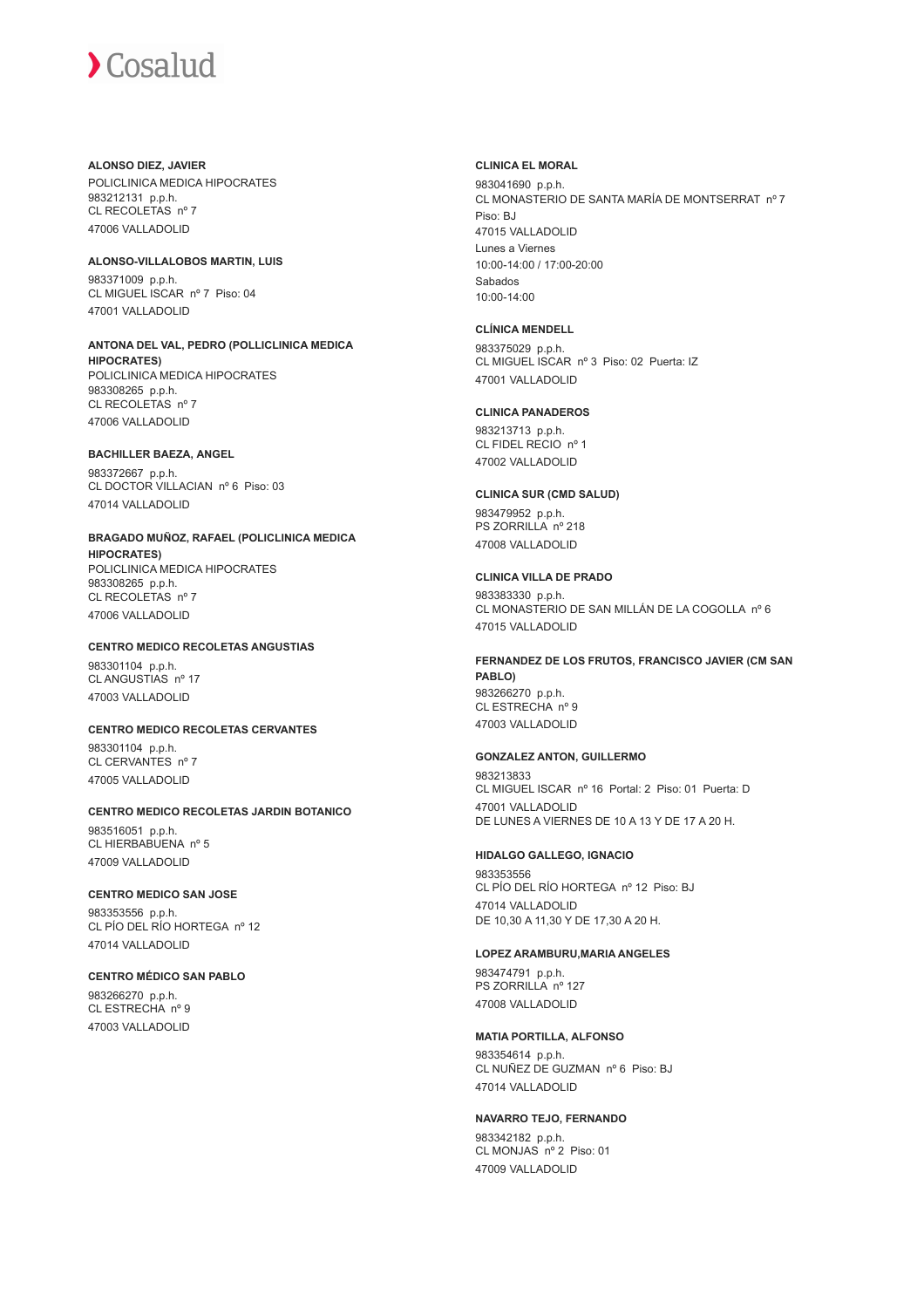**ALONSO DIEZ, JAVIER**
POLICLINICA MEDICA HIPOCRATES
983212131 p.p.h.
CL RECOLETAS nº 7
47006 VALLADOLID

**ALONSO-VILLALOBOS MARTIN, LUIS**
983371009 p.p.h.
CL MIGUEL ISCAR nº 7 Piso: 04
47001 VALLADOLID

**ANTONA DEL VAL, PEDRO (POLLICLINICA MEDICA HIPOCRATES)**
POLICLINICA MEDICA HIPOCRATES
983308265 p.p.h.
CL RECOLETAS nº 7
47006 VALLADOLID

**BACHILLER BAEZA, ANGEL**
983372667 p.p.h.
CL DOCTOR VILLACIAN nº 6 Piso: 03
47014 VALLADOLID

**BRAGADO MUÑOZ, RAFAEL (POLICLINICA MEDICA HIPOCRATES)**
POLICLINICA MEDICA HIPOCRATES
983308265 p.p.h.
CL RECOLETAS nº 7
47006 VALLADOLID

**CENTRO MEDICO RECOLETAS ANGUSTIAS**
983301104 p.p.h.
CL ANGUSTIAS nº 17
47003 VALLADOLID

**CENTRO MEDICO RECOLETAS CERVANTES**
983301104 p.p.h.
CL CERVANTES nº 7
47005 VALLADOLID

**CENTRO MEDICO RECOLETAS JARDIN BOTANICO**
983516051 p.p.h.
CL HIERBABUENA nº 5
47009 VALLADOLID

**CENTRO MEDICO SAN JOSE**
983353556 p.p.h.
CL PÍO DEL RÍO HORTEGA nº 12
47014 VALLADOLID

**CENTRO MÉDICO SAN PABLO**
983266270 p.p.h.
CL ESTRECHA nº 9
47003 VALLADOLID

**CLINICA EL MORAL**
983041690 p.p.h.
CL MONASTERIO DE SANTA MARÍA DE MONTSERRAT nº 7
Piso: BJ
47015 VALLADOLID
Lunes a Viernes
10:00-14:00 / 17:00-20:00
Sabados
10:00-14:00

**CLÍNICA MENDELL**
983375029 p.p.h.
CL MIGUEL ISCAR nº 3 Piso: 02 Puerta: IZ
47001 VALLADOLID

**CLINICA PANADEROS**
983213713 p.p.h.
CL FIDEL RECIO nº 1
47002 VALLADOLID

**CLINICA SUR (CMD SALUD)**
983479952 p.p.h.
PS ZORRILLA nº 218
47008 VALLADOLID

**CLINICA VILLA DE PRADO**
983383330 p.p.h.
CL MONASTERIO DE SAN MILLÁN DE LA COGOLLA nº 6
47015 VALLADOLID

**FERNANDEZ DE LOS FRUTOS, FRANCISCO JAVIER (CM SAN PABLO)**
983266270 p.p.h.
CL ESTRECHA nº 9
47003 VALLADOLID

**GONZALEZ ANTON, GUILLERMO**
983213833
CL MIGUEL ISCAR nº 16 Portal: 2 Piso: 01 Puerta: D
47001 VALLADOLID
DE LUNES A VIERNES DE 10 A 13 Y DE 17 A 20 H.

**HIDALGO GALLEGO, IGNACIO**
983353556
CL PÍO DEL RÍO HORTEGA nº 12 Piso: BJ
47014 VALLADOLID
DE 10,30 A 11,30 Y DE 17,30 A 20 H.

**LOPEZ ARAMBURU,MARIA ANGELES**
983474791 p.p.h.
PS ZORRILLA nº 127
47008 VALLADOLID

**MATIA PORTILLA, ALFONSO**
983354614 p.p.h.
CL NUÑEZ DE GUZMAN nº 6 Piso: BJ
47014 VALLADOLID

**NAVARRO TEJO, FERNANDO**
983342182 p.p.h.
CL MONJAS nº 2 Piso: 01
47009 VALLADOLID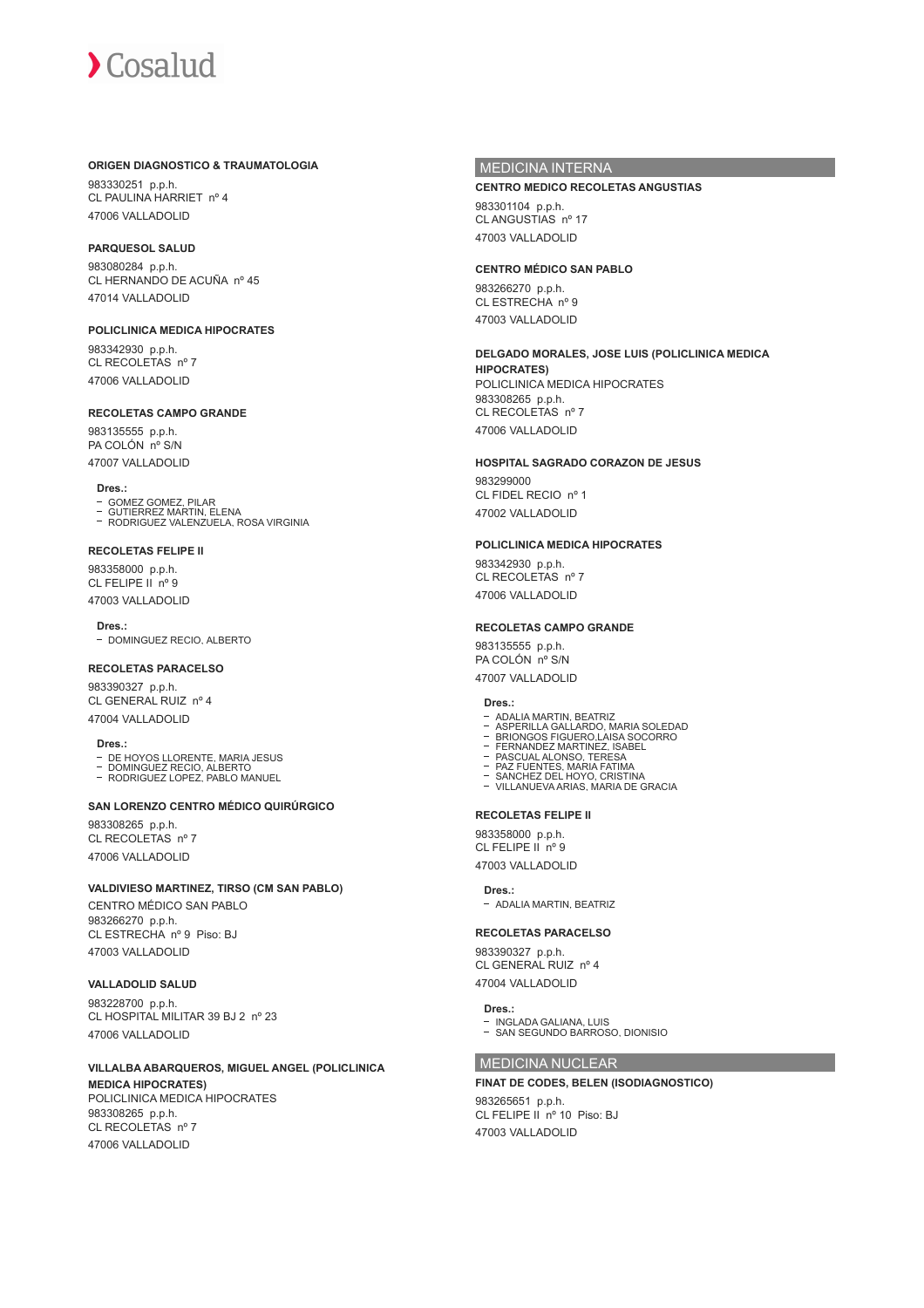**ORIGEN DIAGNOSTICO & TRAUMATOLOGIA**

983330251 p.p.h.
CL PAULINA HARRIET nº 4
47006 VALLADOLID

**PARQUESOL SALUD**

983080284 p.p.h.
CL HERNANDO DE ACUÑA nº 45
47014 VALLADOLID

**POLICLINICA MEDICA HIPOCRATES**

983342930 p.p.h.
CL RECOLETAS nº 7
47006 VALLADOLID

**RECOLETAS CAMPO GRANDE**

983135555 p.p.h.
PA COLÓN nº S/N
47007 VALLADOLID

**Dres.:**
- GOMEZ GOMEZ, PILAR
- GUTIERREZ MARTIN, ELENA
- RODRIGUEZ VALENZUELA, ROSA VIRGINIA

**RECOLETAS FELIPE II**

983358000 p.p.h.
CL FELIPE II nº 9
47003 VALLADOLID

**Dres.:**
- DOMINGUEZ RECIO, ALBERTO

**RECOLETAS PARACELSO**

983390327 p.p.h.
CL GENERAL RUIZ nº 4
47004 VALLADOLID

**Dres.:**
- DE HOYOS LLORENTE, MARIA JESUS
- DOMINGUEZ RECIO, ALBERTO
- RODRIGUEZ LOPEZ, PABLO MANUEL

**SAN LORENZO CENTRO MÉDICO QUIRÚRGICO**

983308265 p.p.h.
CL RECOLETAS nº 7
47006 VALLADOLID

**VALDIVIESO MARTINEZ, TIRSO (CM SAN PABLO)**

CENTRO MÉDICO SAN PABLO
983266270 p.p.h.
CL ESTRECHA nº 9 Piso: BJ
47003 VALLADOLID

**VALLADOLID SALUD**

983228700 p.p.h.
CL HOSPITAL MILITAR 39 BJ 2 nº 23
47006 VALLADOLID

**VILLALBA ABARQUEROS, MIGUEL ANGEL (POLICLINICA MEDICA HIPOCRATES)**

POLICLINICA MEDICA HIPOCRATES
983308265 p.p.h.
CL RECOLETAS nº 7
47006 VALLADOLID

## MEDICINA INTERNA

**CENTRO MEDICO RECOLETAS ANGUSTIAS**

983301104 p.p.h.
CL ANGUSTIAS nº 17
47003 VALLADOLID

**CENTRO MÉDICO SAN PABLO**

983266270 p.p.h.
CL ESTRECHA nº 9
47003 VALLADOLID

**DELGADO MORALES, JOSE LUIS (POLICLINICA MEDICA HIPOCRATES)**

POLICLINICA MEDICA HIPOCRATES
983308265 p.p.h.
CL RECOLETAS nº 7
47006 VALLADOLID

**HOSPITAL SAGRADO CORAZON DE JESUS**

983299000
CL FIDEL RECIO nº 1
47002 VALLADOLID

**POLICLINICA MEDICA HIPOCRATES**

983342930 p.p.h.
CL RECOLETAS nº 7
47006 VALLADOLID

**RECOLETAS CAMPO GRANDE**

983135555 p.p.h.
PA COLÓN nº S/N
47007 VALLADOLID

**Dres.:**
- ADALIA MARTIN, BEATRIZ
- ASPERILLA GALLARDO, MARIA SOLEDAD
- BRIONGOS FIGUERO,LAISA SOCORRO
- FERNANDEZ MARTINEZ, ISABEL
- PASCUAL ALONSO, TERESA
- PAZ FUENTES, MARIA FATIMA
- SANCHEZ DEL HOYO, CRISTINA
- VILLANUEVA ARIAS, MARIA DE GRACIA

**RECOLETAS FELIPE II**

983358000 p.p.h.
CL FELIPE II nº 9
47003 VALLADOLID

**Dres.:**
- ADALIA MARTIN, BEATRIZ

**RECOLETAS PARACELSO**

983390327 p.p.h.
CL GENERAL RUIZ nº 4
47004 VALLADOLID

**Dres.:**
- INGLADA GALIANA, LUIS
- SAN SEGUNDO BARROSO, DIONISIO

## MEDICINA NUCLEAR

**FINAT DE CODES, BELEN (ISODIAGNOSTICO)**

983265651 p.p.h.
CL FELIPE II nº 10 Piso: BJ
47003 VALLADOLID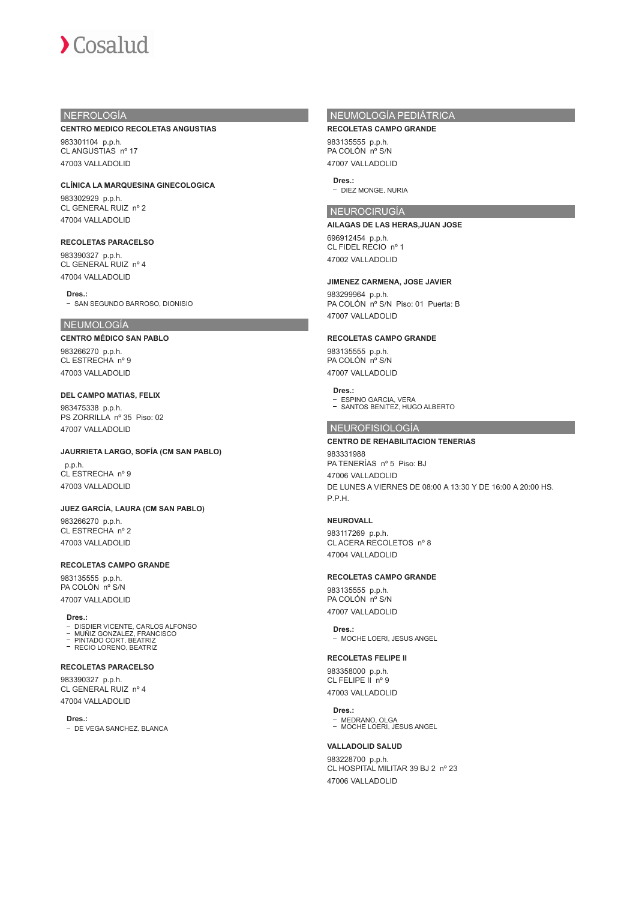## NEFROLOGÍA

**CENTRO MEDICO RECOLETAS ANGUSTIAS**

983301104 p.p.h.
CL ANGUSTIAS nº 17

47003 VALLADOLID

**CLÍNICA LA MARQUESINA GINECOLOGICA**

983302929 p.p.h.
CL GENERAL RUIZ nº 2

47004 VALLADOLID

**RECOLETAS PARACELSO**

983390327 p.p.h.
CL GENERAL RUIZ nº 4

47004 VALLADOLID

**Dres.:**
- SAN SEGUNDO BARROSO, DIONISIO

## NEUMOLOGÍA

**CENTRO MÉDICO SAN PABLO**

983266270 p.p.h.
CL ESTRECHA nº 9

47003 VALLADOLID

**DEL CAMPO MATIAS, FELIX**

983475338 p.p.h.
PS ZORRILLA nº 35 Piso: 02

47007 VALLADOLID

**JAURRIETA LARGO, SOFÍA (CM SAN PABLO)**

p.p.h.
CL ESTRECHA nº 9

47003 VALLADOLID

**JUEZ GARCÍA, LAURA (CM SAN PABLO)**

983266270 p.p.h.
CL ESTRECHA nº 2

47003 VALLADOLID

**RECOLETAS CAMPO GRANDE**

983135555 p.p.h.
PA COLÓN nº S/N

47007 VALLADOLID

**Dres.:**
- DISDIER VICENTE, CARLOS ALFONSO
- MUÑIZ GONZALEZ, FRANCISCO
- PINTADO CORT, BEATRIZ
- RECIO LORENO, BEATRIZ

**RECOLETAS PARACELSO**

983390327 p.p.h.
CL GENERAL RUIZ nº 4

47004 VALLADOLID

**Dres.:**
- DE VEGA SANCHEZ, BLANCA

## NEUMOLOGÍA PEDIÁTRICA

**RECOLETAS CAMPO GRANDE**

983135555 p.p.h.
PA COLÓN nº S/N

47007 VALLADOLID

**Dres.:**
- DIEZ MONGE, NURIA

## NEUROCIRUGÍA

**AILAGAS DE LAS HERAS,JUAN JOSE**

696912454 p.p.h.
CL FIDEL RECIO nº 1

47002 VALLADOLID

**JIMENEZ CARMENA, JOSE JAVIER**

983299964 p.p.h.
PA COLÓN nº S/N Piso: 01 Puerta: B

47007 VALLADOLID

**RECOLETAS CAMPO GRANDE**

983135555 p.p.h.
PA COLÓN nº S/N

47007 VALLADOLID

**Dres.:**
- ESPINO GARCIA, VERA
- SANTOS BENITEZ, HUGO ALBERTO

## NEUROFISIOLOGÍA

**CENTRO DE REHABILITACION TENERIAS**

983331988
PA TENERÍAS nº 5 Piso: BJ

47006 VALLADOLID

DE LUNES A VIERNES DE 08:00 A 13:30 Y DE 16:00 A 20:00 HS. P.P.H.

**NEUROVALL**

983117269 p.p.h.
CL ACERA RECOLETOS nº 8

47004 VALLADOLID

**RECOLETAS CAMPO GRANDE**

983135555 p.p.h.
PA COLÓN nº S/N

47007 VALLADOLID

**Dres.:**
- MOCHE LOERI, JESUS ANGEL

**RECOLETAS FELIPE II**

983358000 p.p.h.
CL FELIPE II nº 9

47003 VALLADOLID

**Dres.:**
- MEDRANO, OLGA
- MOCHE LOERI, JESUS ANGEL

**VALLADOLID SALUD**

983228700 p.p.h.
CL HOSPITAL MILITAR 39 BJ 2 nº 23

47006 VALLADOLID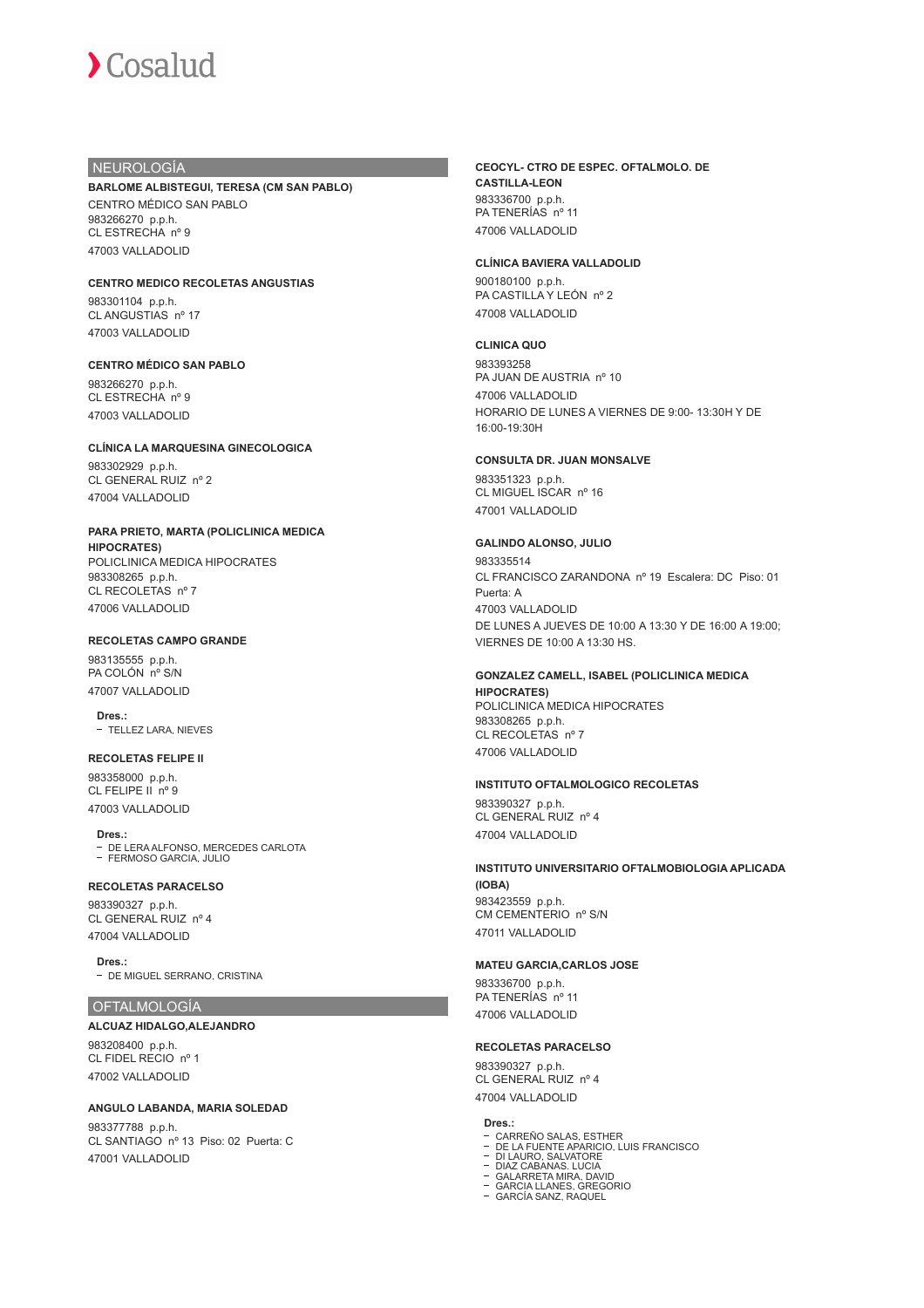## NEUROLOGÍA

**BARLOME ALBISTEGUI, TERESA (CM SAN PABLO)**
CENTRO MÉDICO SAN PABLO
983266270 p.p.h.
CL ESTRECHA nº 9
47003 VALLADOLID

**CENTRO MEDICO RECOLETAS ANGUSTIAS**
983301104 p.p.h.
CL ANGUSTIAS nº 17
47003 VALLADOLID

**CENTRO MÉDICO SAN PABLO**
983266270 p.p.h.
CL ESTRECHA nº 9
47003 VALLADOLID

**CLÍNICA LA MARQUESINA GINECOLOGICA**
983302929 p.p.h.
CL GENERAL RUIZ nº 2
47004 VALLADOLID

**PARA PRIETO, MARTA (POLICLINICA MEDICA HIPOCRATES)**
POLICLINICA MEDICA HIPOCRATES
983308265 p.p.h.
CL RECOLETAS nº 7
47006 VALLADOLID

**RECOLETAS CAMPO GRANDE**
983135555 p.p.h.
PA COLÓN nº S/N
47007 VALLADOLID

**Dres.:**
- TELLEZ LARA, NIEVES

**RECOLETAS FELIPE II**
983358000 p.p.h.
CL FELIPE II nº 9
47003 VALLADOLID

**Dres.:**
- DE LERA ALFONSO, MERCEDES CARLOTA
- FERMOSO GARCIA, JULIO

**RECOLETAS PARACELSO**
983390327 p.p.h.
CL GENERAL RUIZ nº 4
47004 VALLADOLID

**Dres.:**
- DE MIGUEL SERRANO, CRISTINA

## OFTALMOLOGÍA

**ALCUAZ HIDALGO,ALEJANDRO**
983208400 p.p.h.
CL FIDEL RECIO nº 1
47002 VALLADOLID

**ANGULO LABANDA, MARIA SOLEDAD**
983377788 p.p.h.
CL SANTIAGO nº 13 Piso: 02 Puerta: C
47001 VALLADOLID

**CEOCYL- CTRO DE ESPEC. OFTALMOLO. DE CASTILLA-LEON**
983336700 p.p.h.
PA TENERÍAS nº 11
47006 VALLADOLID

**CLÍNICA BAVIERA VALLADOLID**
900180100 p.p.h.
PA CASTILLA Y LEÓN nº 2
47008 VALLADOLID

**CLINICA QUO**
983393258
PA JUAN DE AUSTRIA nº 10
47006 VALLADOLID
HORARIO DE LUNES A VIERNES DE 9:00- 13:30H Y DE 16:00-19:30H

**CONSULTA DR. JUAN MONSALVE**
983351323 p.p.h.
CL MIGUEL ISCAR nº 16
47001 VALLADOLID

**GALINDO ALONSO, JULIO**
983335514
CL FRANCISCO ZARANDONA nº 19 Escalera: DC Piso: 01 Puerta: A
47003 VALLADOLID
DE LUNES A JUEVES DE 10:00 A 13:30 Y DE 16:00 A 19:00; VIERNES DE 10:00 A 13:30 HS.

**GONZALEZ CAMELL, ISABEL (POLICLINICA MEDICA HIPOCRATES)**
POLICLINICA MEDICA HIPOCRATES
983308265 p.p.h.
CL RECOLETAS nº 7
47006 VALLADOLID

**INSTITUTO OFTALMOLOGICO RECOLETAS**
983390327 p.p.h.
CL GENERAL RUIZ nº 4
47004 VALLADOLID

**INSTITUTO UNIVERSITARIO OFTALMOBIOLOGIA APLICADA (IOBA)**
983423559 p.p.h.
CM CEMENTERIO nº S/N
47011 VALLADOLID

**MATEU GARCIA,CARLOS JOSE**
983336700 p.p.h.
PA TENERÍAS nº 11
47006 VALLADOLID

**RECOLETAS PARACELSO**
983390327 p.p.h.
CL GENERAL RUIZ nº 4
47004 VALLADOLID

**Dres.:**
- CARREÑO SALAS, ESTHER
- DE LA FUENTE APARICIO, LUIS FRANCISCO
- DI LAURO, SALVATORE
- DIAZ CABANAS, LUCIA
- GALARRETA MIRA, DAVID
- GARCIA LLANES, GREGORIO
- GARCÍA SANZ, RAQUEL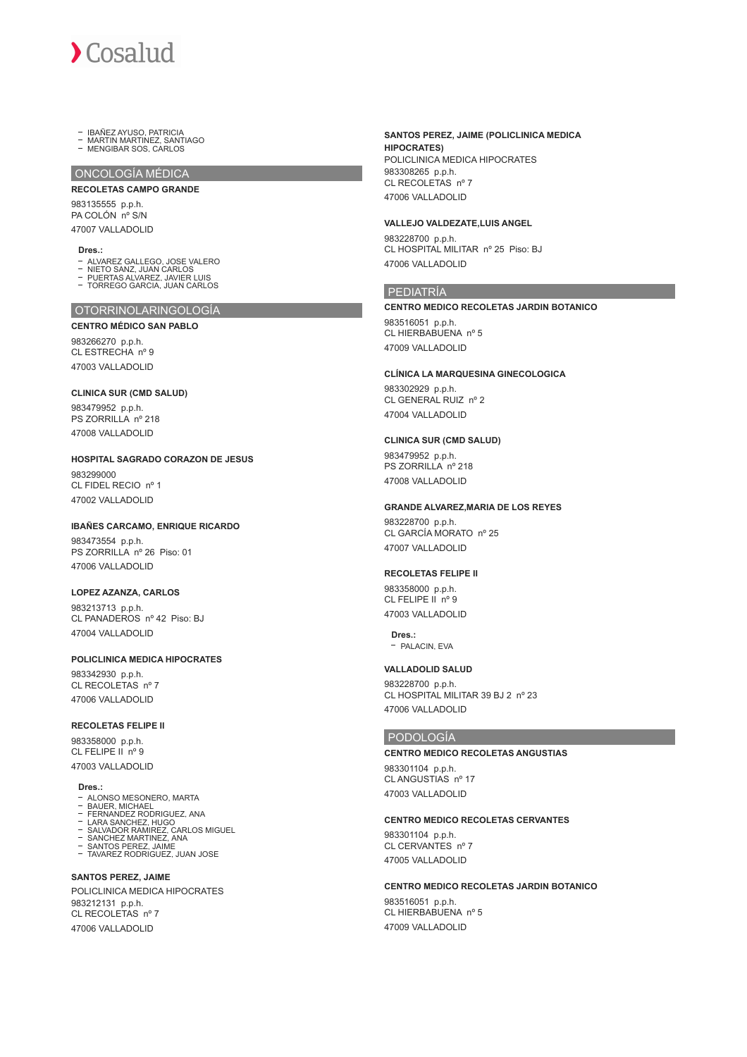- IBAÑEZ AYUSO, PATRICIA
- MARTIN MARTINEZ, SANTIAGO
- MENGIBAR SOS, CARLOS

## ONCOLOGÍA MÉDICA

**RECOLETAS CAMPO GRANDE**

983135555 p.p.h.
PA COLÓN nº S/N
47007 VALLADOLID

**Dres.:**
- ALVAREZ GALLEGO, JOSE VALERO
- NIETO SANZ, JUAN CARLOS
- PUERTAS ALVAREZ, JAVIER LUIS
- TORREGO GARCIA, JUAN CARLOS

## OTORRINOLARINGOLOGÍA

**CENTRO MÉDICO SAN PABLO**

983266270 p.p.h.
CL ESTRECHA nº 9
47003 VALLADOLID

**CLINICA SUR (CMD SALUD)**

983479952 p.p.h.
PS ZORRILLA nº 218
47008 VALLADOLID

**HOSPITAL SAGRADO CORAZON DE JESUS**

983299000
CL FIDEL RECIO nº 1
47002 VALLADOLID

**IBAÑES CARCAMO, ENRIQUE RICARDO**

983473554 p.p.h.
PS ZORRILLA nº 26 Piso: 01
47006 VALLADOLID

**LOPEZ AZANZA, CARLOS**

983213713 p.p.h.
CL PANADEROS nº 42 Piso: BJ
47004 VALLADOLID

**POLICLINICA MEDICA HIPOCRATES**

983342930 p.p.h.
CL RECOLETAS nº 7
47006 VALLADOLID

**RECOLETAS FELIPE II**

983358000 p.p.h.
CL FELIPE II nº 9
47003 VALLADOLID

**Dres.:**
- ALONSO MESONERO, MARTA
- BAUER, MICHAEL
- FERNANDEZ RODRIGUEZ, ANA
- LARA SANCHEZ, HUGO
- SALVADOR RAMIREZ, CARLOS MIGUEL
- SANCHEZ MARTINEZ, ANA
- SANTOS PEREZ, JAIME
- TAVAREZ RODRIGUEZ, JUAN JOSE

**SANTOS PEREZ, JAIME**

POLICLINICA MEDICA HIPOCRATES
983212131 p.p.h.
CL RECOLETAS nº 7
47006 VALLADOLID

**SANTOS PEREZ, JAIME (POLICLINICA MEDICA HIPOCRATES)**

POLICLINICA MEDICA HIPOCRATES
983308265 p.p.h.
CL RECOLETAS nº 7
47006 VALLADOLID

**VALLEJO VALDEZATE,LUIS ANGEL**

983228700 p.p.h.
CL HOSPITAL MILITAR nº 25 Piso: BJ
47006 VALLADOLID

## PEDIATRÍA

**CENTRO MEDICO RECOLETAS JARDIN BOTANICO**

983516051 p.p.h.
CL HIERBABUENA nº 5
47009 VALLADOLID

**CLÍNICA LA MARQUESINA GINECOLOGICA**

983302929 p.p.h.
CL GENERAL RUIZ nº 2
47004 VALLADOLID

**CLINICA SUR (CMD SALUD)**

983479952 p.p.h.
PS ZORRILLA nº 218
47008 VALLADOLID

**GRANDE ALVAREZ,MARIA DE LOS REYES**

983228700 p.p.h.
CL GARCÍA MORATO nº 25
47007 VALLADOLID

**RECOLETAS FELIPE II**

983358000 p.p.h.
CL FELIPE II nº 9
47003 VALLADOLID

**Dres.:**
- PALACIN, EVA

**VALLADOLID SALUD**

983228700 p.p.h.
CL HOSPITAL MILITAR 39 BJ 2 nº 23
47006 VALLADOLID

## PODOLOGÍA

**CENTRO MEDICO RECOLETAS ANGUSTIAS**

983301104 p.p.h.
CL ANGUSTIAS nº 17
47003 VALLADOLID

**CENTRO MEDICO RECOLETAS CERVANTES**

983301104 p.p.h.
CL CERVANTES nº 7
47005 VALLADOLID

**CENTRO MEDICO RECOLETAS JARDIN BOTANICO**

983516051 p.p.h.
CL HIERBABUENA nº 5
47009 VALLADOLID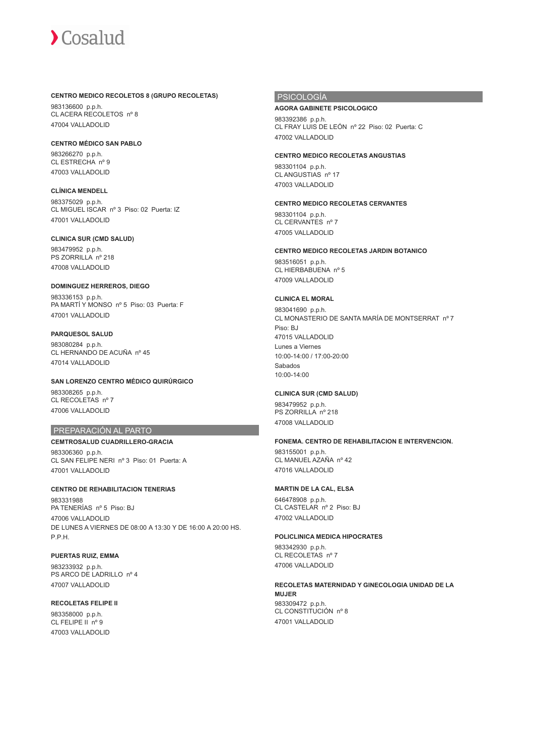**CENTRO MEDICO RECOLETOS 8 (GRUPO RECOLETAS)**

983136600 p.p.h.
CL ACERA RECOLETOS nº 8
47004 VALLADOLID

**CENTRO MÉDICO SAN PABLO**

983266270 p.p.h.
CL ESTRECHA nº 9
47003 VALLADOLID

**CLÍNICA MENDELL**

983375029 p.p.h.
CL MIGUEL ISCAR nº 3 Piso: 02 Puerta: IZ
47001 VALLADOLID

**CLINICA SUR (CMD SALUD)**

983479952 p.p.h.
PS ZORRILLA nº 218
47008 VALLADOLID

**DOMINGUEZ HERREROS, DIEGO**

983336153 p.p.h.
PA MARTÍ Y MONSO nº 5 Piso: 03 Puerta: F
47001 VALLADOLID

**PARQUESOL SALUD**

983080284 p.p.h.
CL HERNANDO DE ACUÑA nº 45
47014 VALLADOLID

**SAN LORENZO CENTRO MÉDICO QUIRÚRGICO**

983308265 p.p.h.
CL RECOLETAS nº 7
47006 VALLADOLID

## PREPARACIÓN AL PARTO

**CEMTROSALUD CUADRILLERO-GRACIA**

983306360 p.p.h.
CL SAN FELIPE NERI nº 3 Piso: 01 Puerta: A
47001 VALLADOLID

**CENTRO DE REHABILITACION TENERIAS**

983331988
PA TENERÍAS nº 5 Piso: BJ
47006 VALLADOLID
DE LUNES A VIERNES DE 08:00 A 13:30 Y DE 16:00 A 20:00 HS.
P.P.H.

**PUERTAS RUIZ, EMMA**

983233932 p.p.h.
PS ARCO DE LADRILLO nº 4
47007 VALLADOLID

**RECOLETAS FELIPE II**

983358000 p.p.h.
CL FELIPE II nº 9
47003 VALLADOLID

## PSICOLOGÍA

**AGORA GABINETE PSICOLOGICO**

983392386 p.p.h.
CL FRAY LUIS DE LEÓN nº 22 Piso: 02 Puerta: C
47002 VALLADOLID

**CENTRO MEDICO RECOLETAS ANGUSTIAS**

983301104 p.p.h.
CL ANGUSTIAS nº 17
47003 VALLADOLID

**CENTRO MEDICO RECOLETAS CERVANTES**

983301104 p.p.h.
CL CERVANTES nº 7
47005 VALLADOLID

**CENTRO MEDICO RECOLETAS JARDIN BOTANICO**

983516051 p.p.h.
CL HIERBABUENA nº 5
47009 VALLADOLID

**CLINICA EL MORAL**

983041690 p.p.h.
CL MONASTERIO DE SANTA MARÍA DE MONTSERRAT nº 7
Piso: BJ
47015 VALLADOLID
Lunes a Viernes
10:00-14:00 / 17:00-20:00
Sabados
10:00-14:00

**CLINICA SUR (CMD SALUD)**

983479952 p.p.h.
PS ZORRILLA nº 218
47008 VALLADOLID

**FONEMA. CENTRO DE REHABILITACION E INTERVENCION.**

983155001 p.p.h.
CL MANUEL AZAÑA nº 42
47016 VALLADOLID

**MARTIN DE LA CAL, ELSA**

646478908 p.p.h.
CL CASTELAR nº 2 Piso: BJ
47002 VALLADOLID

**POLICLINICA MEDICA HIPOCRATES**

983342930 p.p.h.
CL RECOLETAS nº 7
47006 VALLADOLID

**RECOLETAS MATERNIDAD Y GINECOLOGIA UNIDAD DE LA MUJER**

983309472 p.p.h.
CL CONSTITUCIÓN nº 8
47001 VALLADOLID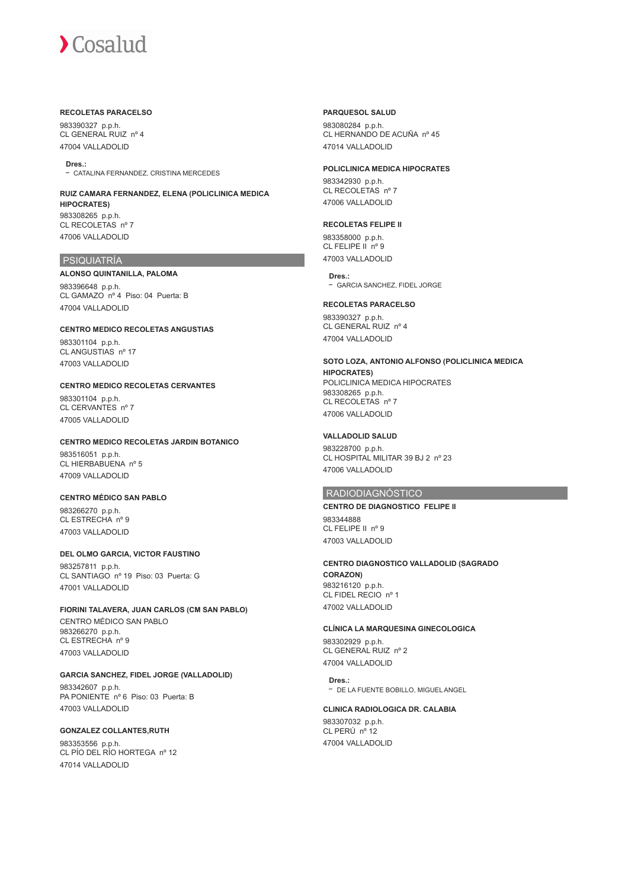**RECOLETAS PARACELSO**

983390327 p.p.h.
CL GENERAL RUIZ nº 4

47004 VALLADOLID

**Dres.:**
- CATALINA FERNANDEZ, CRISTINA MERCEDES

**RUIZ CAMARA FERNANDEZ, ELENA (POLICLINICA MEDICA HIPOCRATES)**

983308265 p.p.h.
CL RECOLETAS nº 7

47006 VALLADOLID

## PSIQUIATRÍA

**ALONSO QUINTANILLA, PALOMA**

983396648 p.p.h.
CL GAMAZO nº 4 Piso: 04 Puerta: B

47004 VALLADOLID

**CENTRO MEDICO RECOLETAS ANGUSTIAS**

983301104 p.p.h.
CL ANGUSTIAS nº 17

47003 VALLADOLID

**CENTRO MEDICO RECOLETAS CERVANTES**

983301104 p.p.h.
CL CERVANTES nº 7

47005 VALLADOLID

**CENTRO MEDICO RECOLETAS JARDIN BOTANICO**

983516051 p.p.h.
CL HIERBABUENA nº 5

47009 VALLADOLID

**CENTRO MÉDICO SAN PABLO**

983266270 p.p.h.
CL ESTRECHA nº 9

47003 VALLADOLID

**DEL OLMO GARCIA, VICTOR FAUSTINO**

983257811 p.p.h.
CL SANTIAGO nº 19 Piso: 03 Puerta: G

47001 VALLADOLID

**FIORINI TALAVERA, JUAN CARLOS (CM SAN PABLO)**

CENTRO MÉDICO SAN PABLO
983266270 p.p.h.
CL ESTRECHA nº 9

47003 VALLADOLID

**GARCIA SANCHEZ, FIDEL JORGE (VALLADOLID)**

983342607 p.p.h.
PA PONIENTE nº 6 Piso: 03 Puerta: B

47003 VALLADOLID

**GONZALEZ COLLANTES,RUTH**

983353556 p.p.h.
CL PÍO DEL RÍO HORTEGA nº 12

47014 VALLADOLID

**PARQUESOL SALUD**

983080284 p.p.h.
CL HERNANDO DE ACUÑA nº 45

47014 VALLADOLID

**POLICLINICA MEDICA HIPOCRATES**

983342930 p.p.h.
CL RECOLETAS nº 7

47006 VALLADOLID

**RECOLETAS FELIPE II**

983358000 p.p.h.
CL FELIPE II nº 9

47003 VALLADOLID

**Dres.:**
- GARCIA SANCHEZ, FIDEL JORGE

**RECOLETAS PARACELSO**

983390327 p.p.h.
CL GENERAL RUIZ nº 4

47004 VALLADOLID

**SOTO LOZA, ANTONIO ALFONSO (POLICLINICA MEDICA HIPOCRATES)**

POLICLINICA MEDICA HIPOCRATES
983308265 p.p.h.
CL RECOLETAS nº 7

47006 VALLADOLID

**VALLADOLID SALUD**

983228700 p.p.h.
CL HOSPITAL MILITAR 39 BJ 2 nº 23

47006 VALLADOLID

## RADIODIAGNÓSTICO

**CENTRO DE DIAGNOSTICO FELIPE II**

983344888
CL FELIPE II nº 9

47003 VALLADOLID

**CENTRO DIAGNOSTICO VALLADOLID (SAGRADO CORAZON)**

983216120 p.p.h.
CL FIDEL RECIO nº 1

47002 VALLADOLID

**CLÍNICA LA MARQUESINA GINECOLOGICA**

983302929 p.p.h.
CL GENERAL RUIZ nº 2

47004 VALLADOLID

**Dres.:**
- DE LA FUENTE BOBILLO, MIGUEL ANGEL

**CLINICA RADIOLOGICA DR. CALABIA**

983307032 p.p.h.
CL PERÚ nº 12

47004 VALLADOLID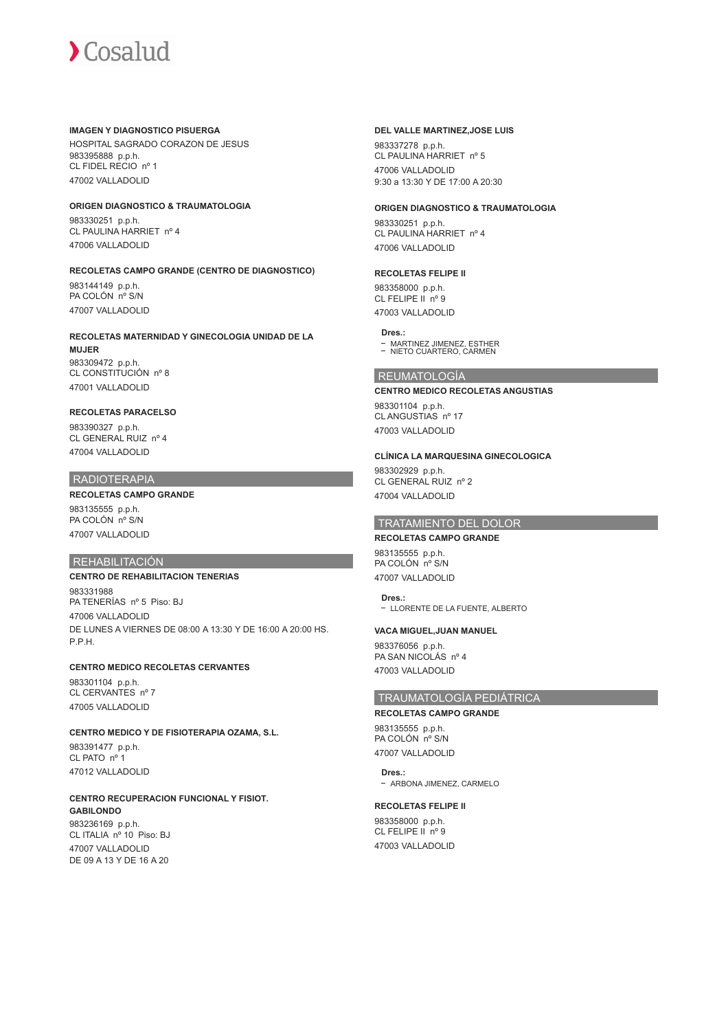**IMAGEN Y DIAGNOSTICO PISUERGA**

HOSPITAL SAGRADO CORAZON DE JESUS
983395888 p.p.h.
CL FIDEL RECIO nº 1
47002 VALLADOLID

**ORIGEN DIAGNOSTICO & TRAUMATOLOGIA**

983330251 p.p.h.
CL PAULINA HARRIET nº 4
47006 VALLADOLID

**RECOLETAS CAMPO GRANDE (CENTRO DE DIAGNOSTICO)**

983144149 p.p.h.
PA COLÓN nº S/N
47007 VALLADOLID

**RECOLETAS MATERNIDAD Y GINECOLOGIA UNIDAD DE LA MUJER**

983309472 p.p.h.
CL CONSTITUCIÓN nº 8
47001 VALLADOLID

**RECOLETAS PARACELSO**

983390327 p.p.h.
CL GENERAL RUIZ nº 4
47004 VALLADOLID

## RADIOTERAPIA

**RECOLETAS CAMPO GRANDE**

983135555 p.p.h.
PA COLÓN nº S/N
47007 VALLADOLID

## REHABILITACIÓN

**CENTRO DE REHABILITACION TENERIAS**

983331988
PA TENERÍAS nº 5 Piso: BJ
47006 VALLADOLID
DE LUNES A VIERNES DE 08:00 A 13:30 Y DE 16:00 A 20:00 HS. P.P.H.

**CENTRO MEDICO RECOLETAS CERVANTES**

983301104 p.p.h.
CL CERVANTES nº 7
47005 VALLADOLID

**CENTRO MEDICO Y DE FISIOTERAPIA OZAMA, S.L.**

983391477 p.p.h.
CL PATO nº 1
47012 VALLADOLID

**CENTRO RECUPERACION FUNCIONAL Y FISIOT. GABILONDO**

983236169 p.p.h.
CL ITALIA nº 10 Piso: BJ
47007 VALLADOLID
DE 09 A 13 Y DE 16 A 20

**DEL VALLE MARTINEZ,JOSE LUIS**

983337278 p.p.h.
CL PAULINA HARRIET nº 5
47006 VALLADOLID
9:30 a 13:30 Y DE 17:00 A 20:30

**ORIGEN DIAGNOSTICO & TRAUMATOLOGIA**

983330251 p.p.h.
CL PAULINA HARRIET nº 4
47006 VALLADOLID

**RECOLETAS FELIPE II**

983358000 p.p.h.
CL FELIPE II nº 9
47003 VALLADOLID

**Dres.:**
- MARTINEZ JIMENEZ, ESTHER
- NIETO CUARTERO, CARMEN

## REUMATOLOGÍA

**CENTRO MEDICO RECOLETAS ANGUSTIAS**

983301104 p.p.h.
CL ANGUSTIAS nº 17
47003 VALLADOLID

**CLÍNICA LA MARQUESINA GINECOLOGICA**

983302929 p.p.h.
CL GENERAL RUIZ nº 2
47004 VALLADOLID

## TRATAMIENTO DEL DOLOR

**RECOLETAS CAMPO GRANDE**

983135555 p.p.h.
PA COLÓN nº S/N
47007 VALLADOLID

**Dres.:**
- LLORENTE DE LA FUENTE, ALBERTO

**VACA MIGUEL,JUAN MANUEL**

983376056 p.p.h.
PA SAN NICOLÁS nº 4
47003 VALLADOLID

## TRAUMATOLOGÍA PEDIÁTRICA

**RECOLETAS CAMPO GRANDE**

983135555 p.p.h.
PA COLÓN nº S/N
47007 VALLADOLID

**Dres.:**
- ARBONA JIMENEZ, CARMELO

**RECOLETAS FELIPE II**

983358000 p.p.h.
CL FELIPE II nº 9
47003 VALLADOLID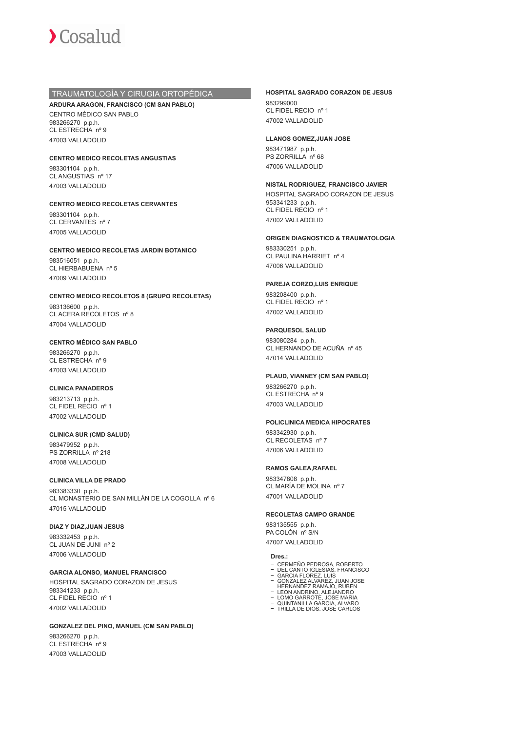## TRAUMATOLOGÍA Y CIRUGIA ORTOPÉDICA

**ARDURA ARAGON, FRANCISCO (CM SAN PABLO)**
CENTRO MÉDICO SAN PABLO
983266270 p.p.h.
CL ESTRECHA nº 9
47003 VALLADOLID

**CENTRO MEDICO RECOLETAS ANGUSTIAS**
983301104 p.p.h.
CL ANGUSTIAS nº 17
47003 VALLADOLID

**CENTRO MEDICO RECOLETAS CERVANTES**
983301104 p.p.h.
CL CERVANTES nº 7
47005 VALLADOLID

**CENTRO MEDICO RECOLETAS JARDIN BOTANICO**
983516051 p.p.h.
CL HIERBABUENA nº 5
47009 VALLADOLID

**CENTRO MEDICO RECOLETOS 8 (GRUPO RECOLETAS)**
983136600 p.p.h.
CL ACERA RECOLETOS nº 8
47004 VALLADOLID

**CENTRO MÉDICO SAN PABLO**
983266270 p.p.h.
CL ESTRECHA nº 9
47003 VALLADOLID

**CLINICA PANADEROS**
983213713 p.p.h.
CL FIDEL RECIO nº 1
47002 VALLADOLID

**CLINICA SUR (CMD SALUD)**
983479952 p.p.h.
PS ZORRILLA nº 218
47008 VALLADOLID

**CLINICA VILLA DE PRADO**
983383330 p.p.h.
CL MONASTERIO DE SAN MILLÁN DE LA COGOLLA nº 6
47015 VALLADOLID

**DIAZ Y DIAZ,JUAN JESUS**
983332453 p.p.h.
CL JUAN DE JUNI nº 2
47006 VALLADOLID

**GARCIA ALONSO, MANUEL FRANCISCO**
HOSPITAL SAGRADO CORAZON DE JESUS
983341233 p.p.h.
CL FIDEL RECIO nº 1
47002 VALLADOLID

**GONZALEZ DEL PINO, MANUEL (CM SAN PABLO)**
983266270 p.p.h.
CL ESTRECHA nº 9
47003 VALLADOLID

**HOSPITAL SAGRADO CORAZON DE JESUS**
983299000
CL FIDEL RECIO nº 1
47002 VALLADOLID

**LLANOS GOMEZ,JUAN JOSE**
983471987 p.p.h.
PS ZORRILLA nº 68
47006 VALLADOLID

**NISTAL RODRIGUEZ, FRANCISCO JAVIER**
HOSPITAL SAGRADO CORAZON DE JESUS
953341233 p.p.h.
CL FIDEL RECIO nº 1
47002 VALLADOLID

**ORIGEN DIAGNOSTICO & TRAUMATOLOGIA**
983330251 p.p.h.
CL PAULINA HARRIET nº 4
47006 VALLADOLID

**PAREJA CORZO,LUIS ENRIQUE**
983208400 p.p.h.
CL FIDEL RECIO nº 1
47002 VALLADOLID

**PARQUESOL SALUD**
983080284 p.p.h.
CL HERNANDO DE ACUÑA nº 45
47014 VALLADOLID

**PLAUD, VIANNEY (CM SAN PABLO)**
983266270 p.p.h.
CL ESTRECHA nº 9
47003 VALLADOLID

**POLICLINICA MEDICA HIPOCRATES**
983342930 p.p.h.
CL RECOLETAS nº 7
47006 VALLADOLID

**RAMOS GALEA,RAFAEL**
983347808 p.p.h.
CL MARÍA DE MOLINA nº 7
47001 VALLADOLID

**RECOLETAS CAMPO GRANDE**
983135555 p.p.h.
PA COLÓN nº S/N
47007 VALLADOLID

**Dres.:**
- CERMEÑO PEDROSA, ROBERTO
- DEL CANTO IGLESIAS, FRANCISCO
- GARCIA FLOREZ, LUIS
- GONZALEZ ALVAREZ, JUAN JOSE
- HERNANDEZ RAMAJO, RUBEN
- LEON ANDRINO, ALEJANDRO
- LOMO GARROTE, JOSE MARIA
- QUINTANILLA GARCIA, ALVARO
- TRILLA DE DIOS, JOSE CARLOS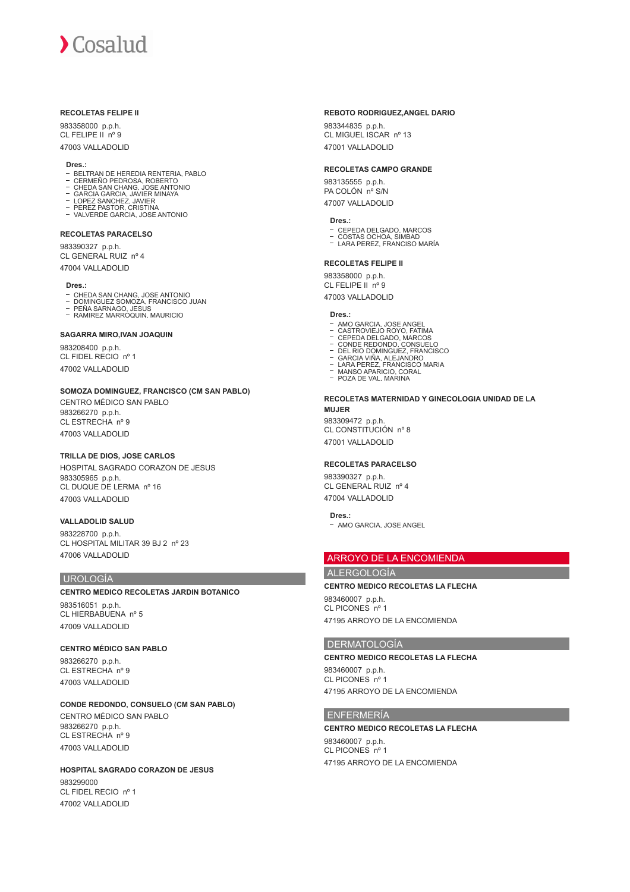**RECOLETAS FELIPE II**

983358000 p.p.h.
CL FELIPE II nº 9

47003 VALLADOLID

**Dres.:**

- BELTRAN DE HEREDIA RENTERIA, PABLO
- CERMEÑO PEDROSA, ROBERTO
- CHEDA SAN CHANG, JOSE ANTONIO
- GARCIA GARCIA, JAVIER MINAYA
- LOPEZ SANCHEZ, JAVIER
- PEREZ PASTOR, CRISTINA
- VALVERDE GARCIA, JOSE ANTONIO

**RECOLETAS PARACELSO**

983390327 p.p.h.
CL GENERAL RUIZ nº 4

47004 VALLADOLID

**Dres.:**

- CHEDA SAN CHANG, JOSE ANTONIO
- DOMINGUEZ SOMOZA, FRANCISCO JUAN
- PEÑA SARNAGO, JESUS
- RAMIREZ MARROQUIN, MAURICIO

**SAGARRA MIRO,IVAN JOAQUIN**

983208400 p.p.h.
CL FIDEL RECIO nº 1

47002 VALLADOLID

**SOMOZA DOMINGUEZ, FRANCISCO (CM SAN PABLO)**

CENTRO MÉDICO SAN PABLO
983266270 p.p.h.
CL ESTRECHA nº 9

47003 VALLADOLID

**TRILLA DE DIOS, JOSE CARLOS**

HOSPITAL SAGRADO CORAZON DE JESUS
983305965 p.p.h.
CL DUQUE DE LERMA nº 16

47003 VALLADOLID

**VALLADOLID SALUD**

983228700 p.p.h.
CL HOSPITAL MILITAR 39 BJ 2 nº 23

47006 VALLADOLID

## UROLOGÍA

**CENTRO MEDICO RECOLETAS JARDIN BOTANICO**

983516051 p.p.h.
CL HIERBABUENA nº 5

47009 VALLADOLID

**CENTRO MÉDICO SAN PABLO**

983266270 p.p.h.
CL ESTRECHA nº 9

47003 VALLADOLID

**CONDE REDONDO, CONSUELO (CM SAN PABLO)**

CENTRO MÉDICO SAN PABLO
983266270 p.p.h.
CL ESTRECHA nº 9

47003 VALLADOLID

**HOSPITAL SAGRADO CORAZON DE JESUS**

983299000
CL FIDEL RECIO nº 1

47002 VALLADOLID

**REBOTO RODRIGUEZ,ANGEL DARIO**

983344835 p.p.h.
CL MIGUEL ISCAR nº 13

47001 VALLADOLID

**RECOLETAS CAMPO GRANDE**

983135555 p.p.h.
PA COLÓN nº S/N

47007 VALLADOLID

**Dres.:**

- CEPEDA DELGADO, MARCOS
- COSTAS OCHOA, SIMBAD
- LARA PEREZ, FRANCISO MARÍA

**RECOLETAS FELIPE II**

983358000 p.p.h.
CL FELIPE II nº 9

47003 VALLADOLID

**Dres.:**

- AMO GARCIA, JOSE ANGEL
- CASTROVIEJO ROYO, FATIMA
- CEPEDA DELGADO, MARCOS
- CONDE REDONDO, CONSUELO
- DEL RIO DOMINGUEZ, FRANCISCO
- GARCIA VIÑA, ALEJANDRO
- LARA PEREZ, FRANCISCO MARIA
- MANSO APARICIO, CORAL
- POZA DE VAL, MARINA

**RECOLETAS MATERNIDAD Y GINECOLOGIA UNIDAD DE LA MUJER**

983309472 p.p.h.
CL CONSTITUCIÓN nº 8

47001 VALLADOLID

**RECOLETAS PARACELSO**

983390327 p.p.h.
CL GENERAL RUIZ nº 4

47004 VALLADOLID

**Dres.:**

- AMO GARCIA, JOSE ANGEL

# ARROYO DE LA ENCOMIENDA

## ALERGOLOGÍA

**CENTRO MEDICO RECOLETAS LA FLECHA**

983460007 p.p.h.
CL PICONES nº 1

47195 ARROYO DE LA ENCOMIENDA

## DERMATOLOGÍA

**CENTRO MEDICO RECOLETAS LA FLECHA**

983460007 p.p.h.
CL PICONES nº 1

47195 ARROYO DE LA ENCOMIENDA

## ENFERMERÍA

**CENTRO MEDICO RECOLETAS LA FLECHA**

983460007 p.p.h.
CL PICONES nº 1

47195 ARROYO DE LA ENCOMIENDA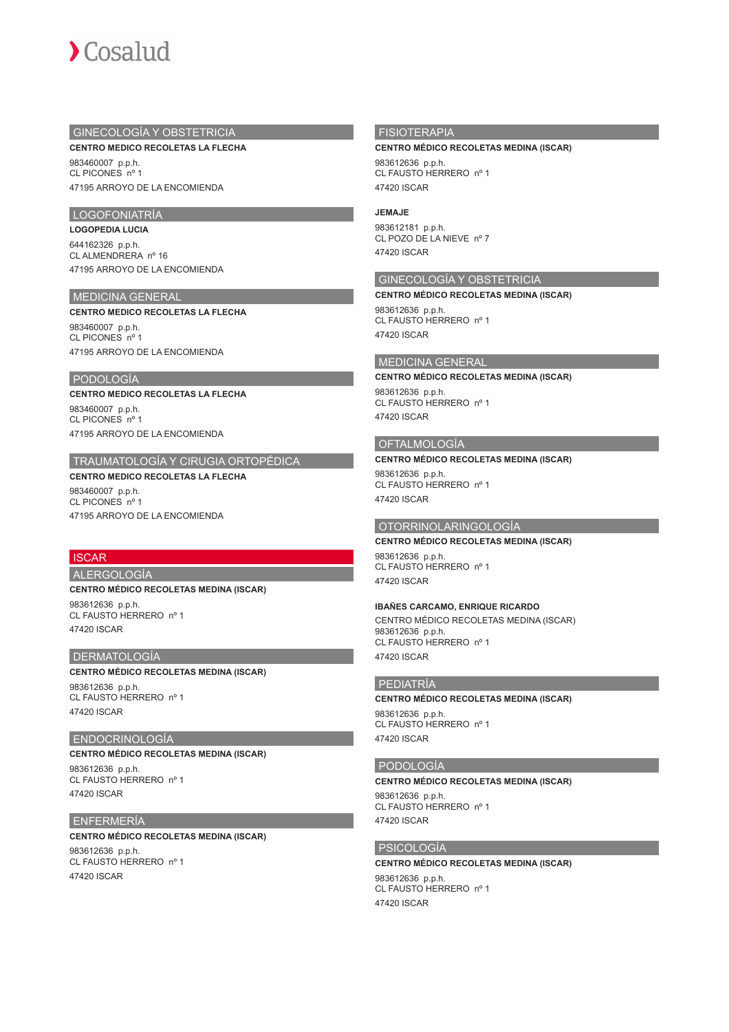## GINECOLOGÍA Y OBSTETRICIA

**CENTRO MEDICO RECOLETAS LA FLECHA**

983460007 p.p.h.
CL PICONES nº 1

47195 ARROYO DE LA ENCOMIENDA

## LOGOFONIATRÍA

**LOGOPEDIA LUCIA**

644162326 p.p.h.
CL ALMENDRERA nº 16

47195 ARROYO DE LA ENCOMIENDA

## MEDICINA GENERAL

**CENTRO MEDICO RECOLETAS LA FLECHA**

983460007 p.p.h.
CL PICONES nº 1

47195 ARROYO DE LA ENCOMIENDA

## PODOLOGÍA

**CENTRO MEDICO RECOLETAS LA FLECHA**

983460007 p.p.h.
CL PICONES nº 1

47195 ARROYO DE LA ENCOMIENDA

## TRAUMATOLOGÍA Y CIRUGIA ORTOPÉDICA

**CENTRO MEDICO RECOLETAS LA FLECHA**

983460007 p.p.h.
CL PICONES nº 1

47195 ARROYO DE LA ENCOMIENDA

# ISCAR

## ALERGOLOGÍA

**CENTRO MÉDICO RECOLETAS MEDINA (ISCAR)**

983612636 p.p.h.
CL FAUSTO HERRERO nº 1

47420 ISCAR

## DERMATOLOGÍA

**CENTRO MÉDICO RECOLETAS MEDINA (ISCAR)**

983612636 p.p.h.
CL FAUSTO HERRERO nº 1

47420 ISCAR

## ENDOCRINOLOGÍA

**CENTRO MÉDICO RECOLETAS MEDINA (ISCAR)**

983612636 p.p.h.
CL FAUSTO HERRERO nº 1

47420 ISCAR

## ENFERMERÍA

**CENTRO MÉDICO RECOLETAS MEDINA (ISCAR)**

983612636 p.p.h.
CL FAUSTO HERRERO nº 1

47420 ISCAR

## FISIOTERAPIA

**CENTRO MÉDICO RECOLETAS MEDINA (ISCAR)**

983612636 p.p.h.
CL FAUSTO HERRERO nº 1

47420 ISCAR

**JEMAJE**

983612181 p.p.h.
CL POZO DE LA NIEVE nº 7

47420 ISCAR

## GINECOLOGÍA Y OBSTETRICIA

**CENTRO MÉDICO RECOLETAS MEDINA (ISCAR)**

983612636 p.p.h.
CL FAUSTO HERRERO nº 1

47420 ISCAR

## MEDICINA GENERAL

**CENTRO MÉDICO RECOLETAS MEDINA (ISCAR)**

983612636 p.p.h.
CL FAUSTO HERRERO nº 1

47420 ISCAR

## OFTALMOLOGÍA

**CENTRO MÉDICO RECOLETAS MEDINA (ISCAR)**

983612636 p.p.h.
CL FAUSTO HERRERO nº 1

47420 ISCAR

## OTORRINOLARINGOLOGÍA

**CENTRO MÉDICO RECOLETAS MEDINA (ISCAR)**

983612636 p.p.h.
CL FAUSTO HERRERO nº 1

47420 ISCAR

**IBAÑES CARCAMO, ENRIQUE RICARDO**

CENTRO MÉDICO RECOLETAS MEDINA (ISCAR)
983612636 p.p.h.
CL FAUSTO HERRERO nº 1

47420 ISCAR

## PEDIATRÍA

**CENTRO MÉDICO RECOLETAS MEDINA (ISCAR)**

983612636 p.p.h.
CL FAUSTO HERRERO nº 1

47420 ISCAR

## PODOLOGÍA

**CENTRO MÉDICO RECOLETAS MEDINA (ISCAR)**

983612636 p.p.h.
CL FAUSTO HERRERO nº 1

47420 ISCAR

## PSICOLOGÍA

**CENTRO MÉDICO RECOLETAS MEDINA (ISCAR)**

983612636 p.p.h.
CL FAUSTO HERRERO nº 1

47420 ISCAR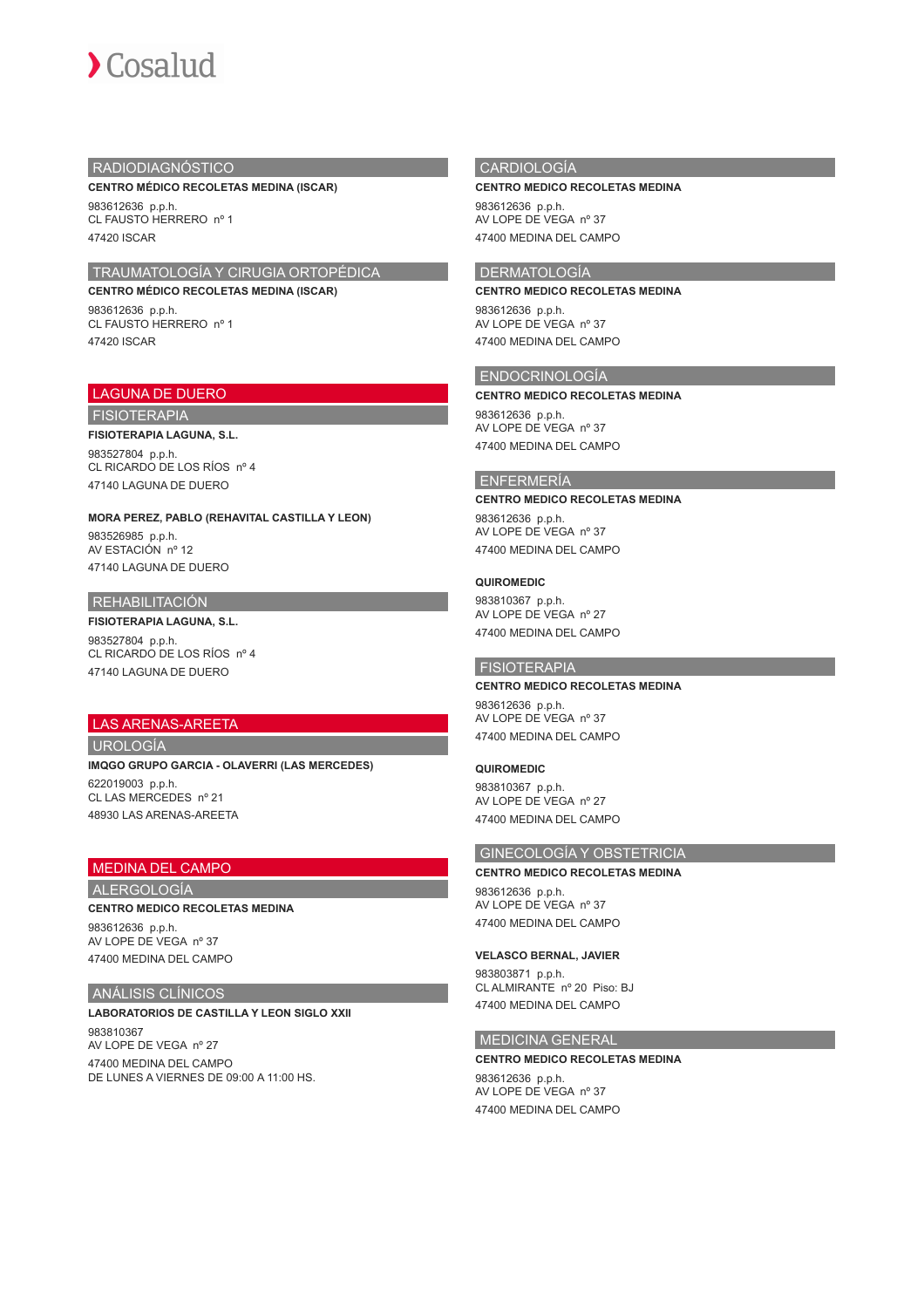### RADIODIAGNÓSTICO

**CENTRO MÉDICO RECOLETAS MEDINA (ISCAR)**

983612636 p.p.h.
CL FAUSTO HERRERO nº 1
47420 ISCAR

### TRAUMATOLOGÍA Y CIRUGIA ORTOPÉDICA

**CENTRO MÉDICO RECOLETAS MEDINA (ISCAR)**

983612636 p.p.h.
CL FAUSTO HERRERO nº 1
47420 ISCAR

## LAGUNA DE DUERO

### FISIOTERAPIA

**FISIOTERAPIA LAGUNA, S.L.**

983527804 p.p.h.
CL RICARDO DE LOS RÍOS nº 4
47140 LAGUNA DE DUERO

**MORA PEREZ, PABLO (REHAVITAL CASTILLA Y LEON)**

983526985 p.p.h.
AV ESTACIÓN nº 12
47140 LAGUNA DE DUERO

### REHABILITACIÓN

**FISIOTERAPIA LAGUNA, S.L.**

983527804 p.p.h.
CL RICARDO DE LOS RÍOS nº 4
47140 LAGUNA DE DUERO

## LAS ARENAS-AREETA

### UROLOGÍA

**IMQGO GRUPO GARCIA - OLAVERRI (LAS MERCEDES)**

622019003 p.p.h.
CL LAS MERCEDES nº 21
48930 LAS ARENAS-AREETA

## MEDINA DEL CAMPO

### ALERGOLOGÍA

**CENTRO MEDICO RECOLETAS MEDINA**

983612636 p.p.h.
AV LOPE DE VEGA nº 37
47400 MEDINA DEL CAMPO

### ANÁLISIS CLÍNICOS

**LABORATORIOS DE CASTILLA Y LEON SIGLO XXII**

983810367
AV LOPE DE VEGA nº 27
47400 MEDINA DEL CAMPO
DE LUNES A VIERNES DE 09:00 A 11:00 HS.

### CARDIOLOGÍA

**CENTRO MEDICO RECOLETAS MEDINA**

983612636 p.p.h.
AV LOPE DE VEGA nº 37
47400 MEDINA DEL CAMPO

### DERMATOLOGÍA

**CENTRO MEDICO RECOLETAS MEDINA**

983612636 p.p.h.
AV LOPE DE VEGA nº 37
47400 MEDINA DEL CAMPO

### ENDOCRINOLOGÍA

**CENTRO MEDICO RECOLETAS MEDINA**

983612636 p.p.h.
AV LOPE DE VEGA nº 37
47400 MEDINA DEL CAMPO

### ENFERMERÍA

**CENTRO MEDICO RECOLETAS MEDINA**

983612636 p.p.h.
AV LOPE DE VEGA nº 37
47400 MEDINA DEL CAMPO

**QUIROMEDIC**

983810367 p.p.h.
AV LOPE DE VEGA nº 27
47400 MEDINA DEL CAMPO

### FISIOTERAPIA

**CENTRO MEDICO RECOLETAS MEDINA**

983612636 p.p.h.
AV LOPE DE VEGA nº 37
47400 MEDINA DEL CAMPO

**QUIROMEDIC**

983810367 p.p.h.
AV LOPE DE VEGA nº 27
47400 MEDINA DEL CAMPO

### GINECOLOGÍA Y OBSTETRICIA

**CENTRO MEDICO RECOLETAS MEDINA**

983612636 p.p.h.
AV LOPE DE VEGA nº 37
47400 MEDINA DEL CAMPO

**VELASCO BERNAL, JAVIER**

983803871 p.p.h.
CL ALMIRANTE nº 20 Piso: BJ
47400 MEDINA DEL CAMPO

### MEDICINA GENERAL

**CENTRO MEDICO RECOLETAS MEDINA**

983612636 p.p.h.
AV LOPE DE VEGA nº 37
47400 MEDINA DEL CAMPO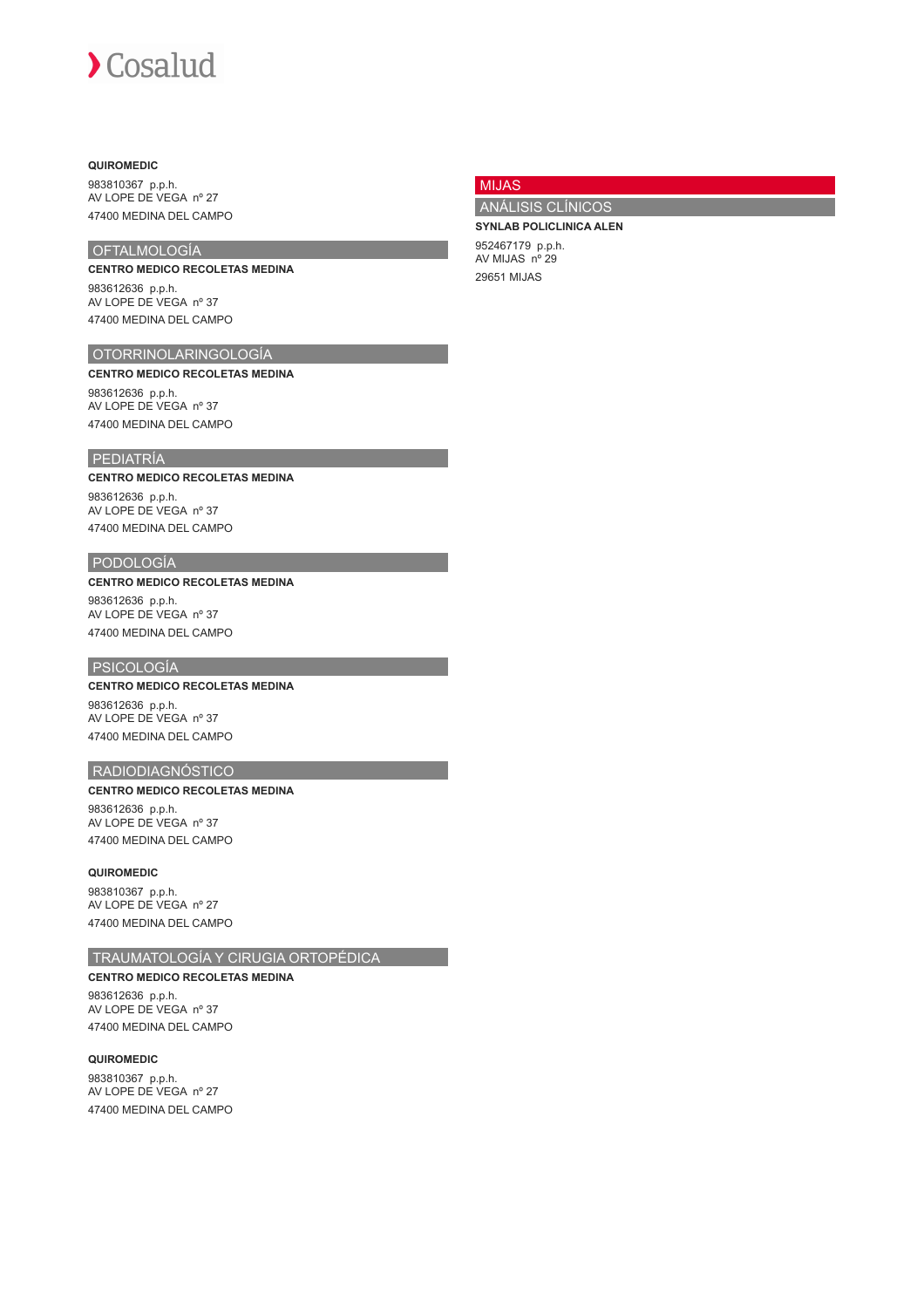**QUIROMEDIC**

983810367 p.p.h.
AV LOPE DE VEGA nº 27

47400 MEDINA DEL CAMPO

## OFTALMOLOGÍA

**CENTRO MEDICO RECOLETAS MEDINA**

983612636 p.p.h.
AV LOPE DE VEGA nº 37

47400 MEDINA DEL CAMPO

## OTORRINOLARINGOLOGÍA

**CENTRO MEDICO RECOLETAS MEDINA**

983612636 p.p.h.
AV LOPE DE VEGA nº 37

47400 MEDINA DEL CAMPO

## PEDIATRÍA

**CENTRO MEDICO RECOLETAS MEDINA**

983612636 p.p.h.
AV LOPE DE VEGA nº 37

47400 MEDINA DEL CAMPO

## PODOLOGÍA

**CENTRO MEDICO RECOLETAS MEDINA**

983612636 p.p.h.
AV LOPE DE VEGA nº 37

47400 MEDINA DEL CAMPO

## PSICOLOGÍA

**CENTRO MEDICO RECOLETAS MEDINA**

983612636 p.p.h.
AV LOPE DE VEGA nº 37

47400 MEDINA DEL CAMPO

## RADIODIAGNÓSTICO

**CENTRO MEDICO RECOLETAS MEDINA**

983612636 p.p.h.
AV LOPE DE VEGA nº 37

47400 MEDINA DEL CAMPO

**QUIROMEDIC**

983810367 p.p.h.
AV LOPE DE VEGA nº 27

47400 MEDINA DEL CAMPO

## TRAUMATOLOGÍA Y CIRUGIA ORTOPÉDICA

**CENTRO MEDICO RECOLETAS MEDINA**

983612636 p.p.h.
AV LOPE DE VEGA nº 37

47400 MEDINA DEL CAMPO

**QUIROMEDIC**

983810367 p.p.h.
AV LOPE DE VEGA nº 27

47400 MEDINA DEL CAMPO

# MIJAS

## ANÁLISIS CLÍNICOS

**SYNLAB POLICLINICA ALEN**

952467179 p.p.h.
AV MIJAS nº 29

29651 MIJAS